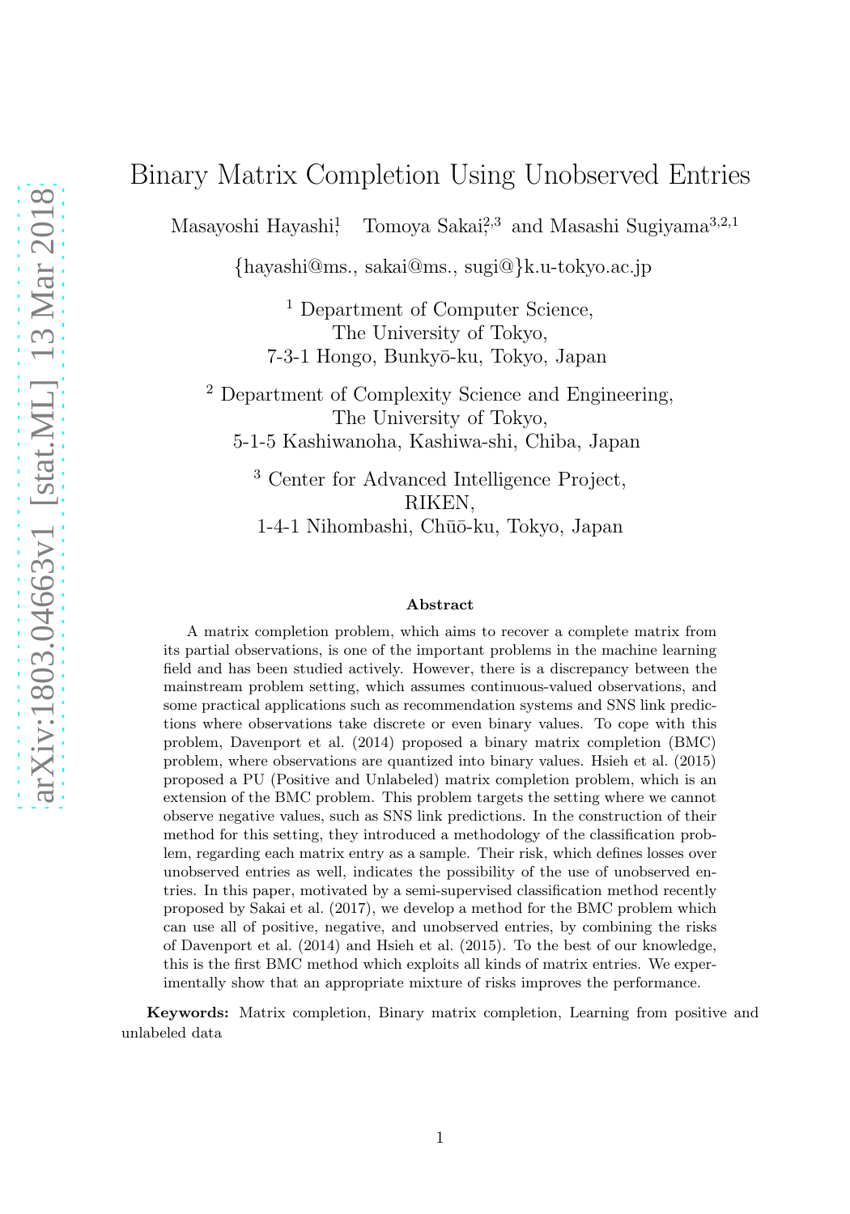# Binary Matrix Completion Using Unobserved Entries

Masayoshi Hayashi[1], Tomoya Sakai[2,3] and Masashi Sugiyama[3,2,1]

{hayashi@ms., sakai@ms., sugi@}k.u-tokyo.ac.jp

[1] Department of Computer Science,
The University of Tokyo,
7-3-1 Hongo, Bunkyō-ku, Tokyo, Japan

[2] Department of Complexity Science and Engineering,
The University of Tokyo,
5-1-5 Kashiwanoha, Kashiwa-shi, Chiba, Japan

[3] Center for Advanced Intelligence Project,
RIKEN,
1-4-1 Nihombashi, Chūō-ku, Tokyo, Japan

### Abstract

A matrix completion problem, which aims to recover a complete matrix from its partial observations, is one of the important problems in the machine learning field and has been studied actively. However, there is a discrepancy between the mainstream problem setting, which assumes continuous-valued observations, and some practical applications such as recommendation systems and SNS link predictions where observations take discrete or even binary values. To cope with this problem, Davenport et al. (2014) proposed a binary matrix completion (BMC) problem, where observations are quantized into binary values. Hsieh et al. (2015) proposed a PU (Positive and Unlabeled) matrix completion problem, which is an extension of the BMC problem. This problem targets the setting where we cannot observe negative values, such as SNS link predictions. In the construction of their method for this setting, they introduced a methodology of the classification problem, regarding each matrix entry as a sample. Their risk, which defines losses over unobserved entries as well, indicates the possibility of the use of unobserved entries. In this paper, motivated by a semi-supervised classification method recently proposed by Sakai et al. (2017), we develop a method for the BMC problem which can use all of positive, negative, and unobserved entries, by combining the risks of Davenport et al. (2014) and Hsieh et al. (2015). To the best of our knowledge, this is the first BMC method which exploits all kinds of matrix entries. We experimentally show that an appropriate mixture of risks improves the performance.

**Keywords:** Matrix completion, Binary matrix completion, Learning from positive and unlabeled data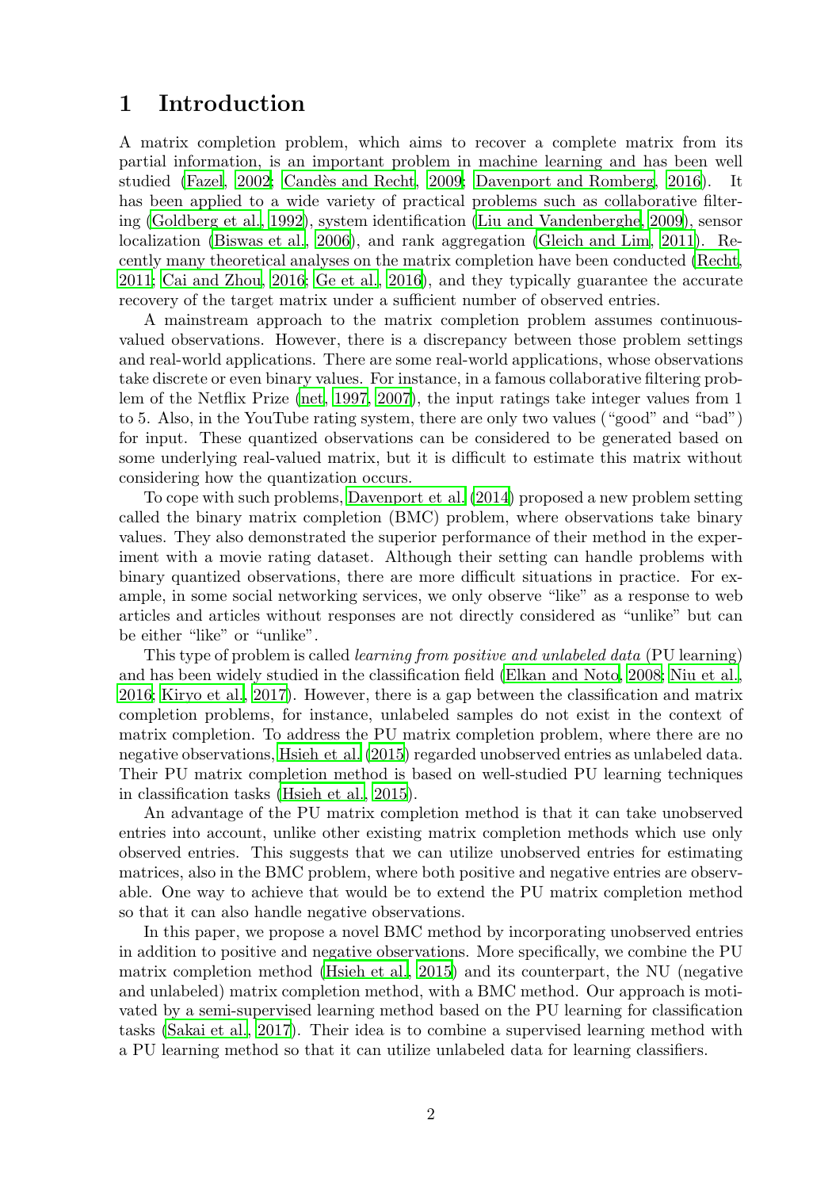# 1 Introduction

A matrix completion problem, which aims to recover a complete matrix from its partial information, is an important problem in machine learning and has been well studied (Fazel, 2002; Candès and Recht, 2009; Davenport and Romberg, 2016). It has been applied to a wide variety of practical problems such as collaborative filtering (Goldberg et al., 1992), system identification (Liu and Vandenberghe, 2009), sensor localization (Biswas et al., 2006), and rank aggregation (Gleich and Lim, 2011). Recently many theoretical analyses on the matrix completion have been conducted (Recht, 2011; Cai and Zhou, 2016; Ge et al., 2016), and they typically guarantee the accurate recovery of the target matrix under a sufficient number of observed entries.

A mainstream approach to the matrix completion problem assumes continuous-valued observations. However, there is a discrepancy between those problem settings and real-world applications. There are some real-world applications, whose observations take discrete or even binary values. For instance, in a famous collaborative filtering problem of the Netflix Prize (net, 1997, 2007), the input ratings take integer values from 1 to 5. Also, in the YouTube rating system, there are only two values ("good" and "bad") for input. These quantized observations can be considered to be generated based on some underlying real-valued matrix, but it is difficult to estimate this matrix without considering how the quantization occurs.

To cope with such problems, Davenport et al. (2014) proposed a new problem setting called the binary matrix completion (BMC) problem, where observations take binary values. They also demonstrated the superior performance of their method in the experiment with a movie rating dataset. Although their setting can handle problems with binary quantized observations, there are more difficult situations in practice. For example, in some social networking services, we only observe "like" as a response to web articles and articles without responses are not directly considered as "unlike" but can be either "like" or "unlike".

This type of problem is called *learning from positive and unlabeled data* (PU learning) and has been widely studied in the classification field (Elkan and Noto, 2008; Niu et al., 2016; Kiryo et al., 2017). However, there is a gap between the classification and matrix completion problems, for instance, unlabeled samples do not exist in the context of matrix completion. To address the PU matrix completion problem, where there are no negative observations, Hsieh et al. (2015) regarded unobserved entries as unlabeled data. Their PU matrix completion method is based on well-studied PU learning techniques in classification tasks (Hsieh et al., 2015).

An advantage of the PU matrix completion method is that it can take unobserved entries into account, unlike other existing matrix completion methods which use only observed entries. This suggests that we can utilize unobserved entries for estimating matrices, also in the BMC problem, where both positive and negative entries are observable. One way to achieve that would be to extend the PU matrix completion method so that it can also handle negative observations.

In this paper, we propose a novel BMC method by incorporating unobserved entries in addition to positive and negative observations. More specifically, we combine the PU matrix completion method (Hsieh et al., 2015) and its counterpart, the NU (negative and unlabeled) matrix completion method, with a BMC method. Our approach is motivated by a semi-supervised learning method based on the PU learning for classification tasks (Sakai et al., 2017). Their idea is to combine a supervised learning method with a PU learning method so that it can utilize unlabeled data for learning classifiers.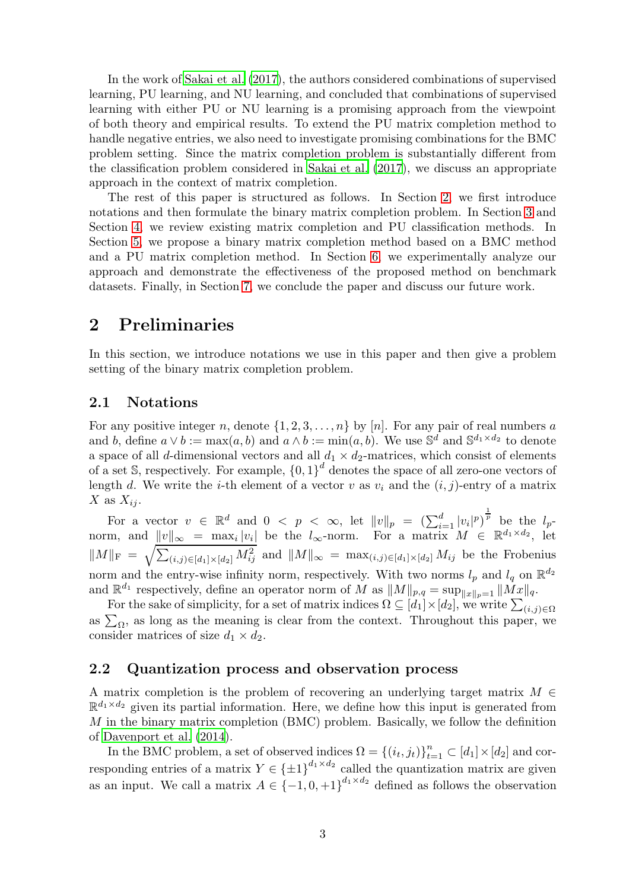In the work of Sakai et al. (2017), the authors considered combinations of supervised learning, PU learning, and NU learning, and concluded that combinations of supervised learning with either PU or NU learning is a promising approach from the viewpoint of both theory and empirical results. To extend the PU matrix completion method to handle negative entries, we also need to investigate promising combinations for the BMC problem setting. Since the matrix completion problem is substantially different from the classification problem considered in Sakai et al. (2017), we discuss an appropriate approach in the context of matrix completion.

The rest of this paper is structured as follows. In Section 2, we first introduce notations and then formulate the binary matrix completion problem. In Section 3 and Section 4, we review existing matrix completion and PU classification methods. In Section 5, we propose a binary matrix completion method based on a BMC method and a PU matrix completion method. In Section 6, we experimentally analyze our approach and demonstrate the effectiveness of the proposed method on benchmark datasets. Finally, in Section 7, we conclude the paper and discuss our future work.

# 2 Preliminaries

In this section, we introduce notations we use in this paper and then give a problem setting of the binary matrix completion problem.

## 2.1 Notations

For any positive integer $n$, denote $\{1, 2, 3, \ldots, n\}$ by $[n]$. For any pair of real numbers $a$ and $b$, define $a \vee b := \max(a, b)$ and $a \wedge b := \min(a, b)$. We use $\mathbb{S}^d$ and $\mathbb{S}^{d_1 \times d_2}$ to denote a space of all $d$-dimensional vectors and all $d_1 \times d_2$-matrices, which consist of elements of a set $\mathbb{S}$, respectively. For example, $\{0,1\}^d$ denotes the space of all zero-one vectors of length $d$. We write the $i$-th element of a vector $v$ as $v_i$ and the $(i, j)$-entry of a matrix $X$ as $X_{ij}$.

For a vector $v \in \mathbb{R}^d$ and $0 < p < \infty$, let $\|v\|_p = (\sum_{i=1}^d |v_i|^p)^{\frac{1}{p}}$ be the $l_p$-norm, and $\|v\|_\infty = \max_i |v_i|$ be the $l_\infty$-norm. For a matrix $M \in \mathbb{R}^{d_1 \times d_2}$, let $\|M\|_\mathrm{F} = \sqrt{\sum_{(i,j)\in[d_1]\times[d_2]} M_{ij}^2}$ and $\|M\|_\infty = \max_{(i,j)\in[d_1]\times[d_2]} M_{ij}$ be the Frobenius norm and the entry-wise infinity norm, respectively. With two norms $l_p$ and $l_q$ on $\mathbb{R}^{d_2}$ and $\mathbb{R}^{d_1}$ respectively, define an operator norm of $M$ as $\|M\|_{p,q} = \sup_{\|x\|_p=1} \|Mx\|_q$.

For the sake of simplicity, for a set of matrix indices $\Omega \subseteq [d_1] \times [d_2]$, we write $\sum_{(i,j)\in\Omega}$ as $\sum_\Omega$, as long as the meaning is clear from the context. Throughout this paper, we consider matrices of size $d_1 \times d_2$.

## 2.2 Quantization process and observation process

A matrix completion is the problem of recovering an underlying target matrix $M \in \mathbb{R}^{d_1 \times d_2}$ given its partial information. Here, we define how this input is generated from $M$ in the binary matrix completion (BMC) problem. Basically, we follow the definition of Davenport et al. (2014).

In the BMC problem, a set of observed indices $\Omega = \{(i_t, j_t)\}_{t=1}^n \subset [d_1] \times [d_2]$ and corresponding entries of a matrix $Y \in \{\pm 1\}^{d_1 \times d_2}$ called the quantization matrix are given as an input. We call a matrix $A \in \{-1, 0, +1\}^{d_1 \times d_2}$ defined as follows the observation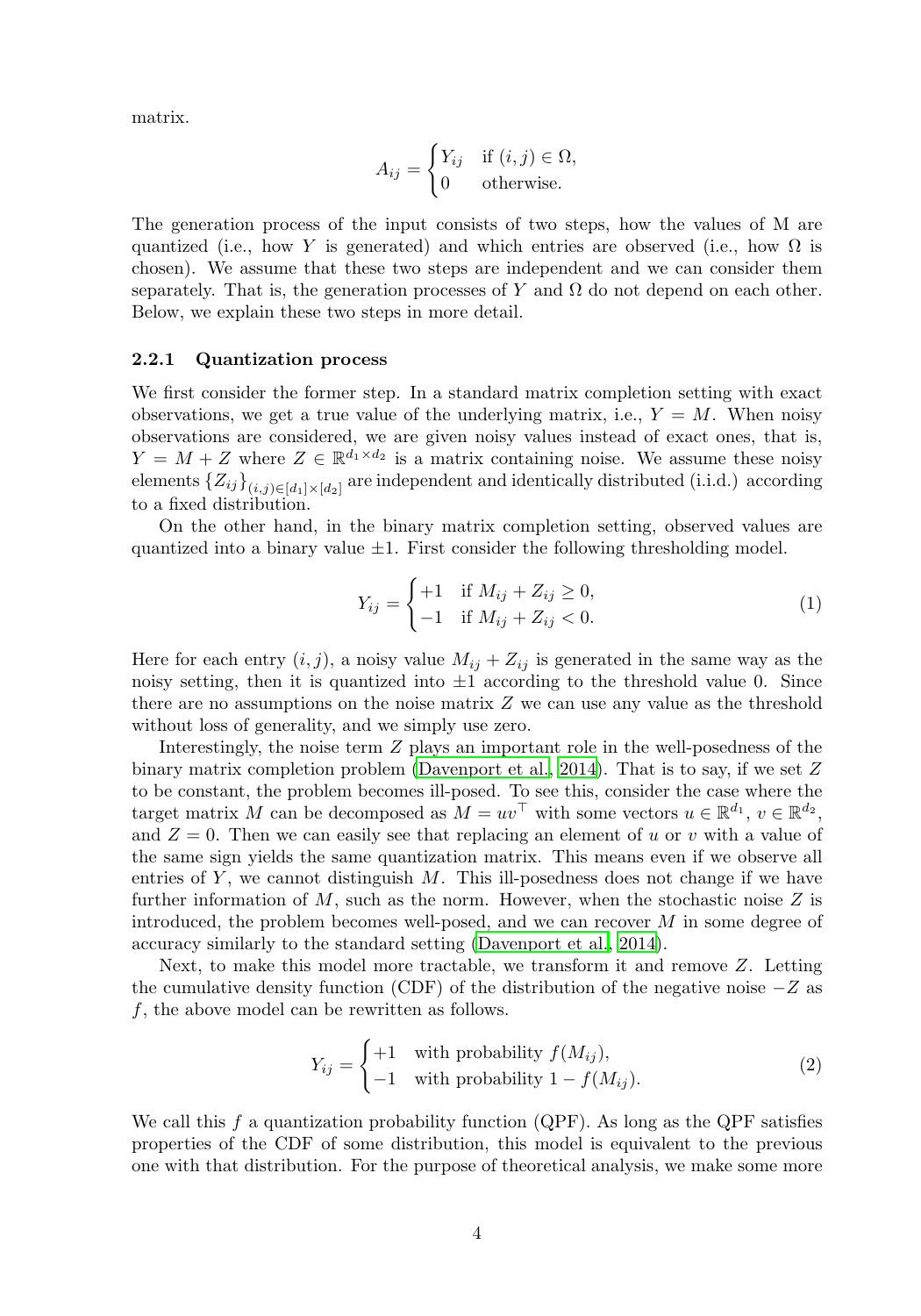matrix.

$$A_{ij} = \begin{cases} Y_{ij} & \text{if } (i,j) \in \Omega, \\ 0 & \text{otherwise.} \end{cases}$$

The generation process of the input consists of two steps, how the values of M are quantized (i.e., how $Y$ is generated) and which entries are observed (i.e., how $\Omega$ is chosen). We assume that these two steps are independent and we can consider them separately. That is, the generation processes of $Y$ and $\Omega$ do not depend on each other. Below, we explain these two steps in more detail.

### 2.2.1 Quantization process

We first consider the former step. In a standard matrix completion setting with exact observations, we get a true value of the underlying matrix, i.e., $Y = M$. When noisy observations are considered, we are given noisy values instead of exact ones, that is, $Y = M + Z$ where $Z \in \mathbb{R}^{d_1 \times d_2}$ is a matrix containing noise. We assume these noisy elements $\{Z_{ij}\}_{(i,j)\in[d_1]\times[d_2]}$ are independent and identically distributed (i.i.d.) according to a fixed distribution.

On the other hand, in the binary matrix completion setting, observed values are quantized into a binary value $\pm 1$. First consider the following thresholding model.

$$Y_{ij} = \begin{cases} +1 & \text{if } M_{ij} + Z_{ij} \geq 0, \\ -1 & \text{if } M_{ij} + Z_{ij} < 0. \end{cases} \tag{1}$$

Here for each entry $(i,j)$, a noisy value $M_{ij} + Z_{ij}$ is generated in the same way as the noisy setting, then it is quantized into $\pm 1$ according to the threshold value 0. Since there are no assumptions on the noise matrix $Z$ we can use any value as the threshold without loss of generality, and we simply use zero.

Interestingly, the noise term $Z$ plays an important role in the well-posedness of the binary matrix completion problem (Davenport et al., 2014). That is to say, if we set $Z$ to be constant, the problem becomes ill-posed. To see this, consider the case where the target matrix $M$ can be decomposed as $M = uv^\top$ with some vectors $u \in \mathbb{R}^{d_1}$, $v \in \mathbb{R}^{d_2}$, and $Z = 0$. Then we can easily see that replacing an element of $u$ or $v$ with a value of the same sign yields the same quantization matrix. This means even if we observe all entries of $Y$, we cannot distinguish $M$. This ill-posedness does not change if we have further information of $M$, such as the norm. However, when the stochastic noise $Z$ is introduced, the problem becomes well-posed, and we can recover $M$ in some degree of accuracy similarly to the standard setting (Davenport et al., 2014).

Next, to make this model more tractable, we transform it and remove $Z$. Letting the cumulative density function (CDF) of the distribution of the negative noise $-Z$ as $f$, the above model can be rewritten as follows.

$$Y_{ij} = \begin{cases} +1 & \text{with probability } f(M_{ij}), \\ -1 & \text{with probability } 1 - f(M_{ij}). \end{cases} \tag{2}$$

We call this $f$ a quantization probability function (QPF). As long as the QPF satisfies properties of the CDF of some distribution, this model is equivalent to the previous one with that distribution. For the purpose of theoretical analysis, we make some more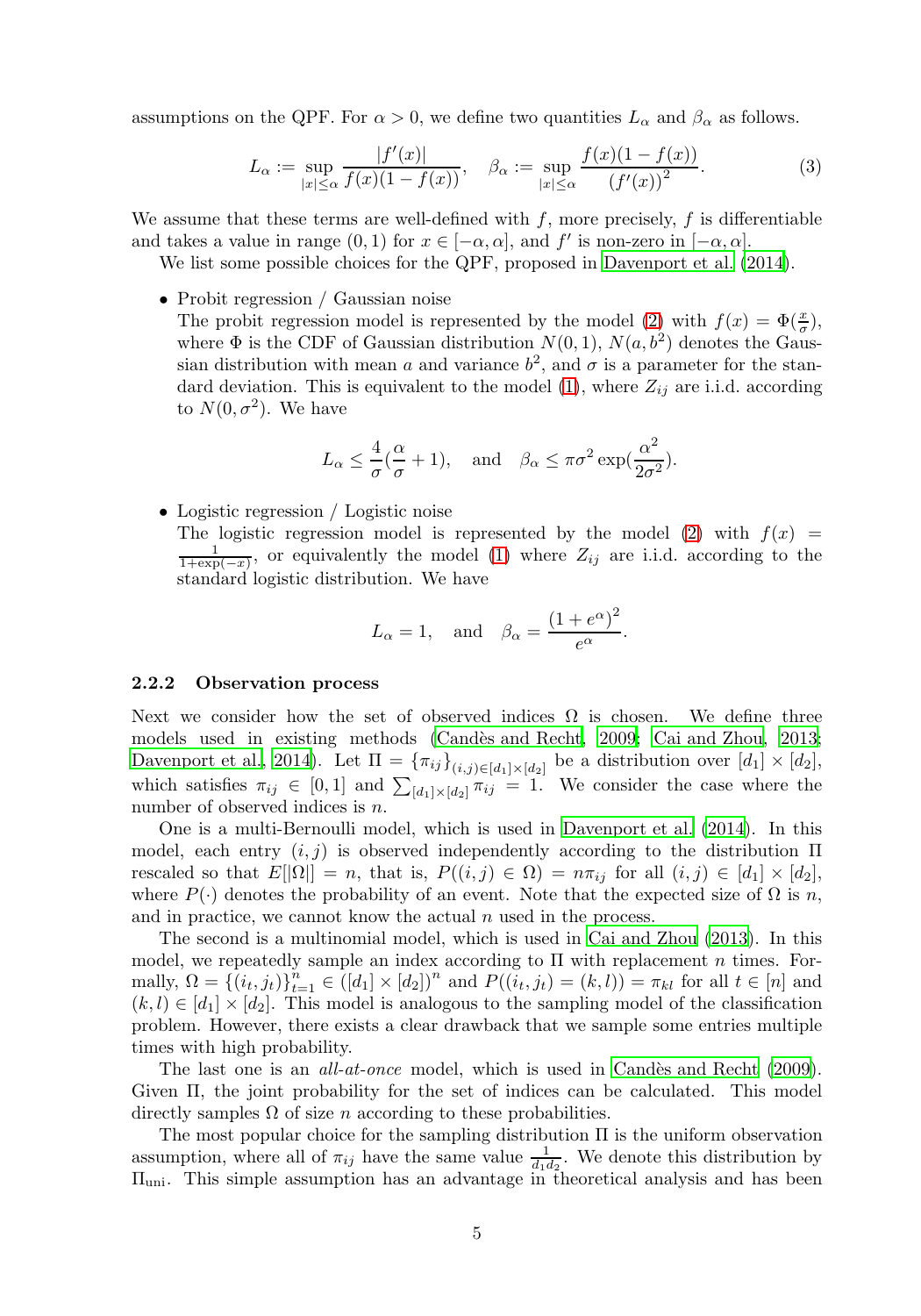assumptions on the QPF. For $\alpha > 0$, we define two quantities $L_\alpha$ and $\beta_\alpha$ as follows.

$$L_\alpha := \sup_{|x|\le\alpha} \frac{|f'(x)|}{f(x)(1-f(x))}, \quad \beta_\alpha := \sup_{|x|\le\alpha} \frac{f(x)(1-f(x))}{(f'(x))^2}. \tag{3}$$

We assume that these terms are well-defined with $f$, more precisely, $f$ is differentiable and takes a value in range $(0, 1)$ for $x \in [-\alpha, \alpha]$, and $f'$ is non-zero in $[-\alpha, \alpha]$.

We list some possible choices for the QPF, proposed in Davenport et al. (2014).

- Probit regression / Gaussian noise
  The probit regression model is represented by the model (2) with $f(x) = \Phi(\frac{x}{\sigma})$, where $\Phi$ is the CDF of Gaussian distribution $N(0, 1)$, $N(a, b^2)$ denotes the Gaussian distribution with mean $a$ and variance $b^2$, and $\sigma$ is a parameter for the standard deviation. This is equivalent to the model (1), where $Z_{ij}$ are i.i.d. according to $N(0, \sigma^2)$. We have

$$L_\alpha \le \frac{4}{\sigma}(\frac{\alpha}{\sigma} + 1), \quad \text{and} \quad \beta_\alpha \le \pi\sigma^2 \exp(\frac{\alpha^2}{2\sigma^2}).$$

- Logistic regression / Logistic noise
  The logistic regression model is represented by the model (2) with $f(x) = \frac{1}{1+\exp(-x)}$, or equivalently the model (1) where $Z_{ij}$ are i.i.d. according to the standard logistic distribution. We have

$$L_\alpha = 1, \quad \text{and} \quad \beta_\alpha = \frac{(1+e^\alpha)^2}{e^\alpha}.$$

### 2.2.2 Observation process

Next we consider how the set of observed indices $\Omega$ is chosen. We define three models used in existing methods (Candès and Recht, 2009; Cai and Zhou, 2013; Davenport et al., 2014). Let $\Pi = \{\pi_{ij}\}_{(i,j)\in[d_1]\times[d_2]}$ be a distribution over $[d_1] \times [d_2]$, which satisfies $\pi_{ij} \in [0, 1]$ and $\sum_{[d_1]\times[d_2]} \pi_{ij} = 1$. We consider the case where the number of observed indices is $n$.

One is a multi-Bernoulli model, which is used in Davenport et al. (2014). In this model, each entry $(i, j)$ is observed independently according to the distribution $\Pi$ rescaled so that $E[|\Omega|] = n$, that is, $P((i, j) \in \Omega) = n\pi_{ij}$ for all $(i, j) \in [d_1] \times [d_2]$, where $P(\cdot)$ denotes the probability of an event. Note that the expected size of $\Omega$ is $n$, and in practice, we cannot know the actual $n$ used in the process.

The second is a multinomial model, which is used in Cai and Zhou (2013). In this model, we repeatedly sample an index according to $\Pi$ with replacement $n$ times. Formally, $\Omega = \{(i_t, j_t)\}_{t=1}^n \in ([d_1] \times [d_2])^n$ and $P((i_t, j_t) = (k, l)) = \pi_{kl}$ for all $t \in [n]$ and $(k, l) \in [d_1] \times [d_2]$. This model is analogous to the sampling model of the classification problem. However, there exists a clear drawback that we sample some entries multiple times with high probability.

The last one is an *all-at-once* model, which is used in Candès and Recht (2009). Given $\Pi$, the joint probability for the set of indices can be calculated. This model directly samples $\Omega$ of size $n$ according to these probabilities.

The most popular choice for the sampling distribution $\Pi$ is the uniform observation assumption, where all of $\pi_{ij}$ have the same value $\frac{1}{d_1 d_2}$. We denote this distribution by $\Pi_{\text{uni}}$. This simple assumption has an advantage in theoretical analysis and has been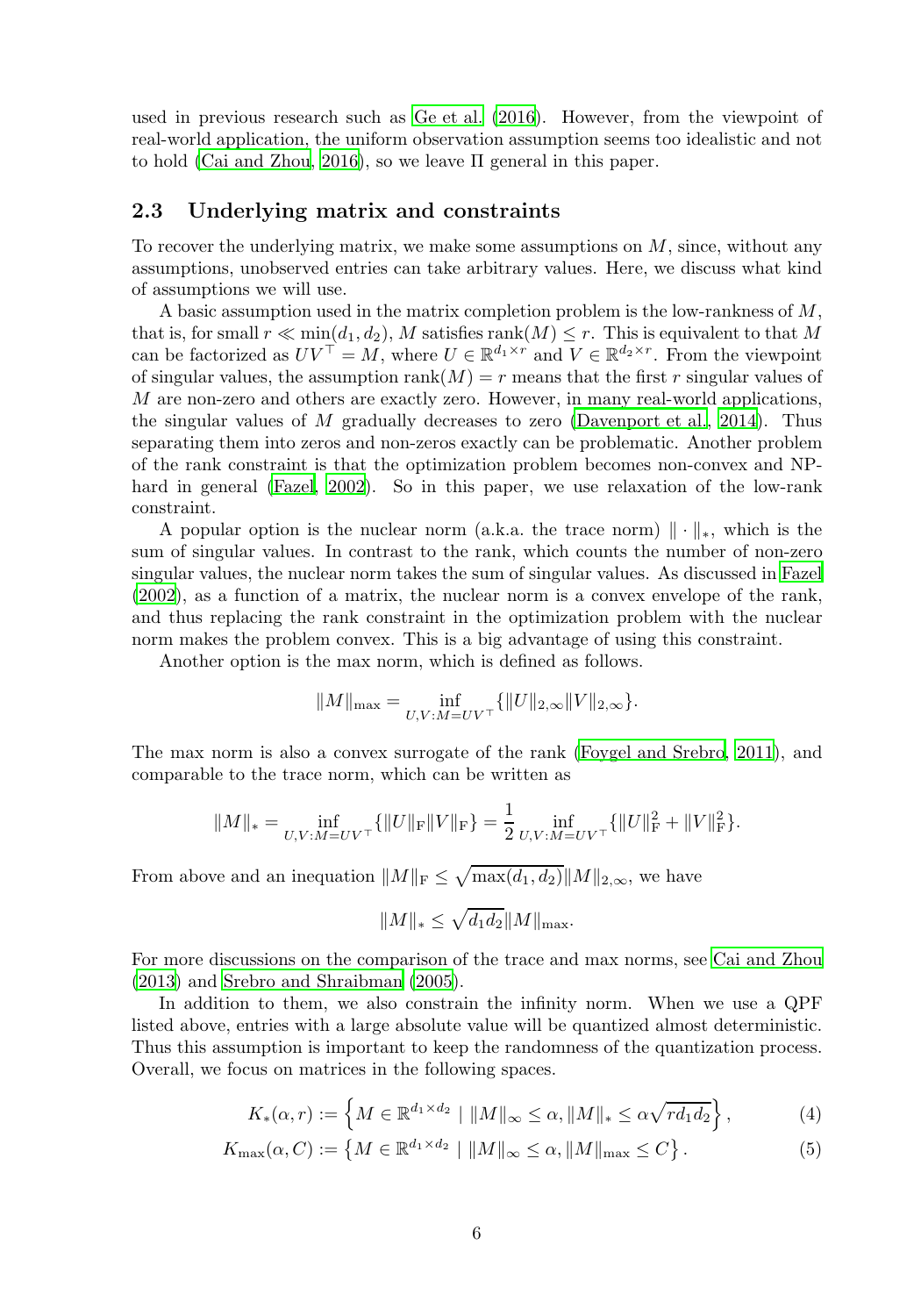used in previous research such as Ge et al. (2016). However, from the viewpoint of real-world application, the uniform observation assumption seems too idealistic and not to hold (Cai and Zhou, 2016), so we leave $\Pi$ general in this paper.

### 2.3 Underlying matrix and constraints

To recover the underlying matrix, we make some assumptions on $M$, since, without any assumptions, unobserved entries can take arbitrary values. Here, we discuss what kind of assumptions we will use.

A basic assumption used in the matrix completion problem is the low-rankness of $M$, that is, for small $r \ll \min(d_1, d_2)$, $M$ satisfies $\mathrm{rank}(M) \leq r$. This is equivalent to that $M$ can be factorized as $UV^\top = M$, where $U \in \mathbb{R}^{d_1 \times r}$ and $V \in \mathbb{R}^{d_2 \times r}$. From the viewpoint of singular values, the assumption $\mathrm{rank}(M) = r$ means that the first $r$ singular values of $M$ are non-zero and others are exactly zero. However, in many real-world applications, the singular values of $M$ gradually decreases to zero (Davenport et al., 2014). Thus separating them into zeros and non-zeros exactly can be problematic. Another problem of the rank constraint is that the optimization problem becomes non-convex and NP-hard in general (Fazel, 2002). So in this paper, we use relaxation of the low-rank constraint.

A popular option is the nuclear norm (a.k.a. the trace norm) $\|\cdot\|_*$, which is the sum of singular values. In contrast to the rank, which counts the number of non-zero singular values, the nuclear norm takes the sum of singular values. As discussed in Fazel (2002), as a function of a matrix, the nuclear norm is a convex envelope of the rank, and thus replacing the rank constraint in the optimization problem with the nuclear norm makes the problem convex. This is a big advantage of using this constraint.

Another option is the max norm, which is defined as follows.

$$\|M\|_{\max} = \inf_{U,V: M=UV^\top} \{\|U\|_{2,\infty} \|V\|_{2,\infty}\}.$$

The max norm is also a convex surrogate of the rank (Foygel and Srebro, 2011), and comparable to the trace norm, which can be written as

$$\|M\|_* = \inf_{U,V: M=UV^\top} \{\|U\|_{\mathrm{F}} \|V\|_{\mathrm{F}}\} = \frac{1}{2} \inf_{U,V: M=UV^\top} \{\|U\|_{\mathrm{F}}^2 + \|V\|_{\mathrm{F}}^2\}.$$

From above and an inequation $\|M\|_{\mathrm{F}} \leq \sqrt{\max(d_1, d_2)} \|M\|_{2,\infty}$, we have

$$\|M\|_* \leq \sqrt{d_1 d_2} \|M\|_{\max}.$$

For more discussions on the comparison of the trace and max norms, see Cai and Zhou (2013) and Srebro and Shraibman (2005).

In addition to them, we also constrain the infinity norm. When we use a QPF listed above, entries with a large absolute value will be quantized almost deterministic. Thus this assumption is important to keep the randomness of the quantization process. Overall, we focus on matrices in the following spaces.

$$K_*(\alpha, r) := \left\{ M \in \mathbb{R}^{d_1 \times d_2} \mid \|M\|_\infty \leq \alpha, \|M\|_* \leq \alpha \sqrt{r d_1 d_2} \right\}, \tag{4}$$

$$K_{\max}(\alpha, C) := \left\{ M \in \mathbb{R}^{d_1 \times d_2} \mid \|M\|_\infty \leq \alpha, \|M\|_{\max} \leq C \right\}. \tag{5}$$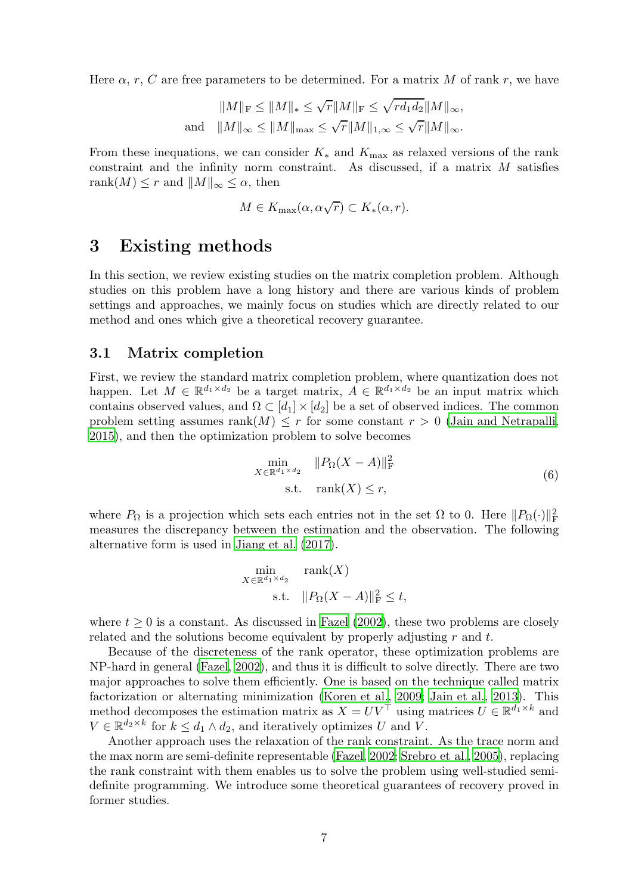Here $\alpha$, $r$, $C$ are free parameters to be determined. For a matrix $M$ of rank $r$, we have

$$\|M\|_{\mathrm{F}} \le \|M\|_* \le \sqrt{r}\|M\|_{\mathrm{F}} \le \sqrt{rd_1d_2}\|M\|_\infty,$$
$$\text{and} \quad \|M\|_\infty \le \|M\|_{\max} \le \sqrt{r}\|M\|_{1,\infty} \le \sqrt{r}\|M\|_\infty.$$

From these inequations, we can consider $K_*$ and $K_{\max}$ as relaxed versions of the rank constraint and the infinity norm constraint. As discussed, if a matrix $M$ satisfies $\mathrm{rank}(M) \le r$ and $\|M\|_\infty \le \alpha$, then

$$M \in K_{\max}(\alpha, \alpha\sqrt{r}) \subset K_*(\alpha, r).$$

# 3 Existing methods

In this section, we review existing studies on the matrix completion problem. Although studies on this problem have a long history and there are various kinds of problem settings and approaches, we mainly focus on studies which are directly related to our method and ones which give a theoretical recovery guarantee.

## 3.1 Matrix completion

First, we review the standard matrix completion problem, where quantization does not happen. Let $M \in \mathbb{R}^{d_1 \times d_2}$ be a target matrix, $A \in \mathbb{R}^{d_1 \times d_2}$ be an input matrix which contains observed values, and $\Omega \subset [d_1] \times [d_2]$ be a set of observed indices. The common problem setting assumes $\mathrm{rank}(M) \le r$ for some constant $r > 0$ (Jain and Netrapalli, 2015), and then the optimization problem to solve becomes

$$\begin{aligned} \min_{X \in \mathbb{R}^{d_1 \times d_2}} \quad & \|P_\Omega(X - A)\|_{\mathrm{F}}^2 \\ \text{s.t.} \quad & \mathrm{rank}(X) \le r, \end{aligned} \tag{6}$$

where $P_\Omega$ is a projection which sets each entries not in the set $\Omega$ to 0. Here $\|P_\Omega(\cdot)\|_{\mathrm{F}}^2$ measures the discrepancy between the estimation and the observation. The following alternative form is used in Jiang et al. (2017).

$$\begin{aligned} \min_{X \in \mathbb{R}^{d_1 \times d_2}} \quad & \mathrm{rank}(X) \\ \text{s.t.} \quad & \|P_\Omega(X - A)\|_{\mathrm{F}}^2 \le t, \end{aligned}$$

where $t \ge 0$ is a constant. As discussed in Fazel (2002), these two problems are closely related and the solutions become equivalent by properly adjusting $r$ and $t$.

Because of the discreteness of the rank operator, these optimization problems are NP-hard in general (Fazel, 2002), and thus it is difficult to solve directly. There are two major approaches to solve them efficiently. One is based on the technique called matrix factorization or alternating minimization (Koren et al., 2009; Jain et al., 2013). This method decomposes the estimation matrix as $X = UV^\top$ using matrices $U \in \mathbb{R}^{d_1 \times k}$ and $V \in \mathbb{R}^{d_2 \times k}$ for $k \le d_1 \wedge d_2$, and iteratively optimizes $U$ and $V$.

Another approach uses the relaxation of the rank constraint. As the trace norm and the max norm are semi-definite representable (Fazel, 2002; Srebro et al., 2005), replacing the rank constraint with them enables us to solve the problem using well-studied semi-definite programming. We introduce some theoretical guarantees of recovery proved in former studies.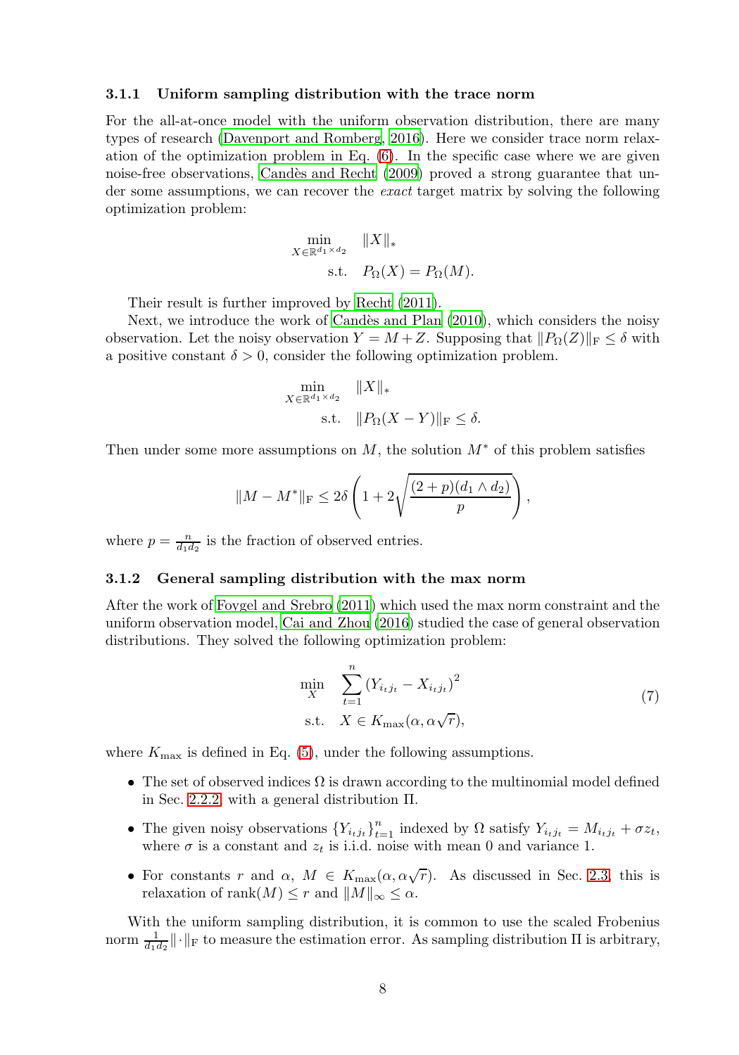### 3.1.1 Uniform sampling distribution with the trace norm

For the all-at-once model with the uniform observation distribution, there are many types of research (Davenport and Romberg, 2016). Here we consider trace norm relaxation of the optimization problem in Eq. (6). In the specific case where we are given noise-free observations, Candès and Recht (2009) proved a strong guarantee that under some assumptions, we can recover the *exact* target matrix by solving the following optimization problem:

$$
\begin{aligned}
\min_{X \in \mathbb{R}^{d_1 \times d_2}} \quad & \|X\|_* \\
\text{s.t.} \quad & P_\Omega(X) = P_\Omega(M).
\end{aligned}
$$

Their result is further improved by Recht (2011).

Next, we introduce the work of Candès and Plan (2010), which considers the noisy observation. Let the noisy observation $Y = M + Z$. Supposing that $\|P_\Omega(Z)\|_{\mathrm{F}} \leq \delta$ with a positive constant $\delta > 0$, consider the following optimization problem.

$$
\begin{aligned}
\min_{X \in \mathbb{R}^{d_1 \times d_2}} \quad & \|X\|_* \\
\text{s.t.} \quad & \|P_\Omega(X - Y)\|_{\mathrm{F}} \leq \delta.
\end{aligned}
$$

Then under some more assumptions on $M$, the solution $M^*$ of this problem satisfies

$$
\|M - M^*\|_{\mathrm{F}} \leq 2\delta \left(1 + 2\sqrt{\frac{(2+p)(d_1 \wedge d_2)}{p}}\right),
$$

where $p = \frac{n}{d_1 d_2}$ is the fraction of observed entries.

### 3.1.2 General sampling distribution with the max norm

After the work of Foygel and Srebro (2011) which used the max norm constraint and the uniform observation model, Cai and Zhou (2016) studied the case of general observation distributions. They solved the following optimization problem:

$$
\begin{aligned}
\min_{X} \quad & \sum_{t=1}^{n} \left(Y_{i_t j_t} - X_{i_t j_t}\right)^2 \\
\text{s.t.} \quad & X \in K_{\max}(\alpha, \alpha\sqrt{r}),
\end{aligned}
\tag{7}
$$

where $K_{\max}$ is defined in Eq. (5), under the following assumptions.

- The set of observed indices $\Omega$ is drawn according to the multinomial model defined in Sec. 2.2.2 with a general distribution $\Pi$.
- The given noisy observations $\{Y_{i_t j_t}\}_{t=1}^n$ indexed by $\Omega$ satisfy $Y_{i_t j_t} = M_{i_t j_t} + \sigma z_t$, where $\sigma$ is a constant and $z_t$ is i.i.d. noise with mean 0 and variance 1.
- For constants $r$ and $\alpha$, $M \in K_{\max}(\alpha, \alpha\sqrt{r})$. As discussed in Sec. 2.3, this is relaxation of $\mathrm{rank}(M) \leq r$ and $\|M\|_\infty \leq \alpha$.

With the uniform sampling distribution, it is common to use the scaled Frobenius norm $\frac{1}{d_1 d_2}\|\cdot\|_{\mathrm{F}}$ to measure the estimation error. As sampling distribution $\Pi$ is arbitrary,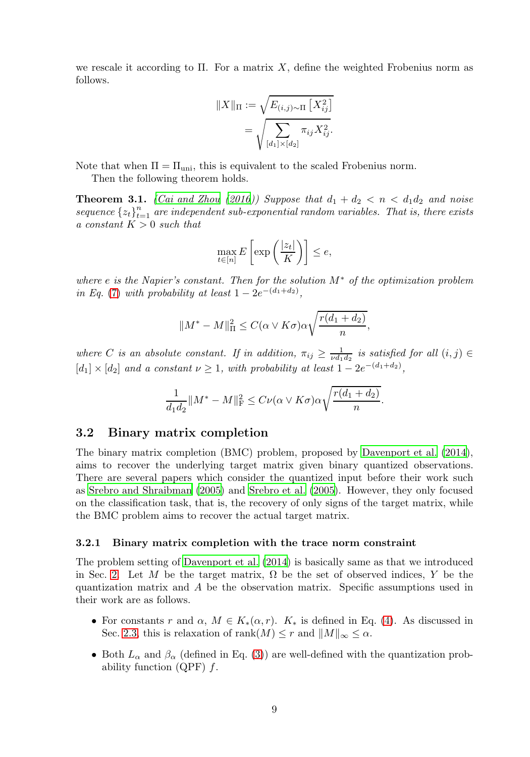we rescale it according to $\Pi$. For a matrix $X$, define the weighted Frobenius norm as follows.

$$
\begin{aligned}
\|X\|_\Pi &:= \sqrt{E_{(i,j)\sim\Pi}\left[X_{ij}^2\right]} \\
&= \sqrt{\sum_{[d_1]\times[d_2]} \pi_{ij} X_{ij}^2}.
\end{aligned}
$$

Note that when $\Pi = \Pi_{\mathrm{uni}}$, this is equivalent to the scaled Frobenius norm.

Then the following theorem holds.

**Theorem 3.1.** *(Cai and Zhou (2016)) Suppose that $d_1 + d_2 < n < d_1 d_2$ and noise sequence $\{z_t\}_{t=1}^n$ are independent sub-exponential random variables. That is, there exists a constant $K > 0$ such that*

$$
\max_{t\in[n]} E\left[\exp\left(\frac{|z_t|}{K}\right)\right] \le e,
$$

*where $e$ is the Napier's constant. Then for the solution $M^*$ of the optimization problem in Eq. (7) with probability at least $1 - 2e^{-(d_1+d_2)}$,*

$$
\|M^* - M\|_\Pi^2 \le C(\alpha \vee K\sigma)\alpha\sqrt{\frac{r(d_1+d_2)}{n}},
$$

*where $C$ is an absolute constant. If in addition, $\pi_{ij} \ge \frac{1}{\nu d_1 d_2}$ is satisfied for all $(i,j) \in [d_1]\times[d_2]$ and a constant $\nu \ge 1$, with probability at least $1 - 2e^{-(d_1+d_2)}$,*

$$
\frac{1}{d_1 d_2}\|M^* - M\|_{\mathrm{F}}^2 \le C\nu(\alpha \vee K\sigma)\alpha\sqrt{\frac{r(d_1+d_2)}{n}}.
$$

## 3.2 Binary matrix completion

The binary matrix completion (BMC) problem, proposed by Davenport et al. (2014), aims to recover the underlying target matrix given binary quantized observations. There are several papers which consider the quantized input before their work such as Srebro and Shraibman (2005) and Srebro et al. (2005). However, they only focused on the classification task, that is, the recovery of only signs of the target matrix, while the BMC problem aims to recover the actual target matrix.

### 3.2.1 Binary matrix completion with the trace norm constraint

The problem setting of Davenport et al. (2014) is basically same as that we introduced in Sec. 2. Let $M$ be the target matrix, $\Omega$ be the set of observed indices, $Y$ be the quantization matrix and $A$ be the observation matrix. Specific assumptions used in their work are as follows.

- For constants $r$ and $\alpha$, $M \in K_*(\alpha, r)$. $K_*$ is defined in Eq. (4). As discussed in Sec. 2.3, this is relaxation of $\mathrm{rank}(M) \le r$ and $\|M\|_\infty \le \alpha$.
- Both $L_\alpha$ and $\beta_\alpha$ (defined in Eq. (3)) are well-defined with the quantization probability function (QPF) $f$.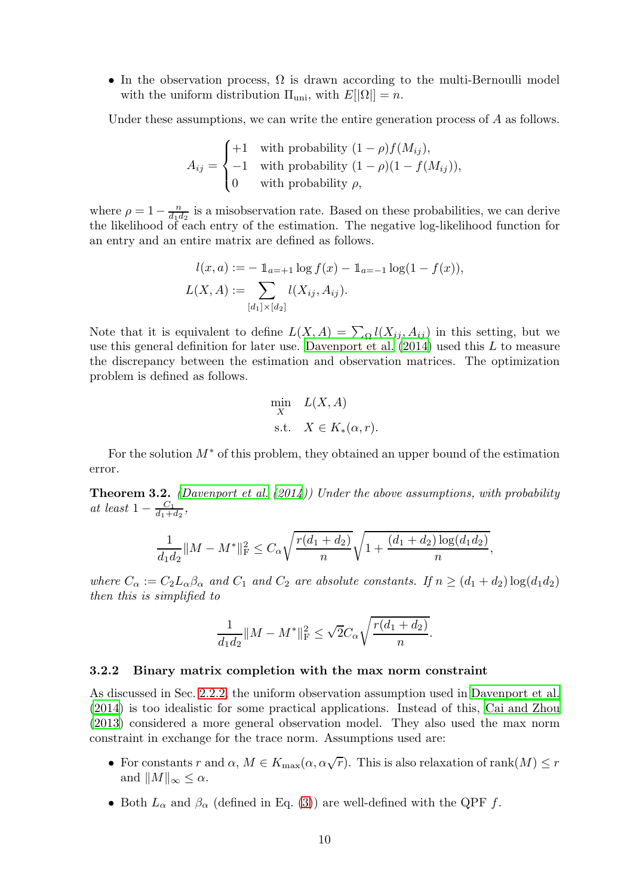- In the observation process, $\Omega$ is drawn according to the multi-Bernoulli model with the uniform distribution $\Pi_{\text{uni}}$, with $E[|\Omega|] = n$.

Under these assumptions, we can write the entire generation process of $A$ as follows.

$$
A_{ij} = \begin{cases} +1 & \text{with probability } (1-\rho) f(M_{ij}), \\ -1 & \text{with probability } (1-\rho)(1 - f(M_{ij})), \\ 0 & \text{with probability } \rho, \end{cases}
$$

where $\rho = 1 - \frac{n}{d_1 d_2}$ is a misobservation rate. Based on these probabilities, we can derive the likelihood of each entry of the estimation. The negative log-likelihood function for an entry and an entire matrix are defined as follows.

$$
\begin{aligned}
l(x, a) &:= -\mathbb{1}_{a=+1} \log f(x) - \mathbb{1}_{a=-1} \log(1 - f(x)), \\
L(X, A) &:= \sum_{[d_1] \times [d_2]} l(X_{ij}, A_{ij}).
\end{aligned}
$$

Note that it is equivalent to define $L(X, A) = \sum_{\Omega} l(X_{ij}, A_{ij})$ in this setting, but we use this general definition for later use. Davenport et al. (2014) used this $L$ to measure the discrepancy between the estimation and observation matrices. The optimization problem is defined as follows.

$$
\begin{aligned}
\min_{X} \quad & L(X, A) \\
\text{s.t.} \quad & X \in K_*(\alpha, r).
\end{aligned}
$$

For the solution $M^*$ of this problem, they obtained an upper bound of the estimation error.

**Theorem 3.2.** *(Davenport et al. (2014)) Under the above assumptions, with probability at least $1 - \frac{C_1}{d_1 + d_2}$,*

$$
\frac{1}{d_1 d_2} \|M - M^*\|_{\mathrm{F}}^2 \leq C_\alpha \sqrt{\frac{r(d_1 + d_2)}{n}} \sqrt{1 + \frac{(d_1 + d_2)\log(d_1 d_2)}{n}},
$$

*where $C_\alpha := C_2 L_\alpha \beta_\alpha$ and $C_1$ and $C_2$ are absolute constants. If $n \geq (d_1 + d_2)\log(d_1 d_2)$ then this is simplified to*

$$
\frac{1}{d_1 d_2} \|M - M^*\|_{\mathrm{F}}^2 \leq \sqrt{2} C_\alpha \sqrt{\frac{r(d_1 + d_2)}{n}}.
$$

### 3.2.2 Binary matrix completion with the max norm constraint

As discussed in Sec. 2.2.2, the uniform observation assumption used in Davenport et al. (2014) is too idealistic for some practical applications. Instead of this, Cai and Zhou (2013) considered a more general observation model. They also used the max norm constraint in exchange for the trace norm. Assumptions used are:

- For constants $r$ and $\alpha$, $M \in K_{\max}(\alpha, \alpha\sqrt{r})$. This is also relaxation of $\operatorname{rank}(M) \leq r$ and $\|M\|_\infty \leq \alpha$.
- Both $L_\alpha$ and $\beta_\alpha$ (defined in Eq. (3)) are well-defined with the QPF $f$.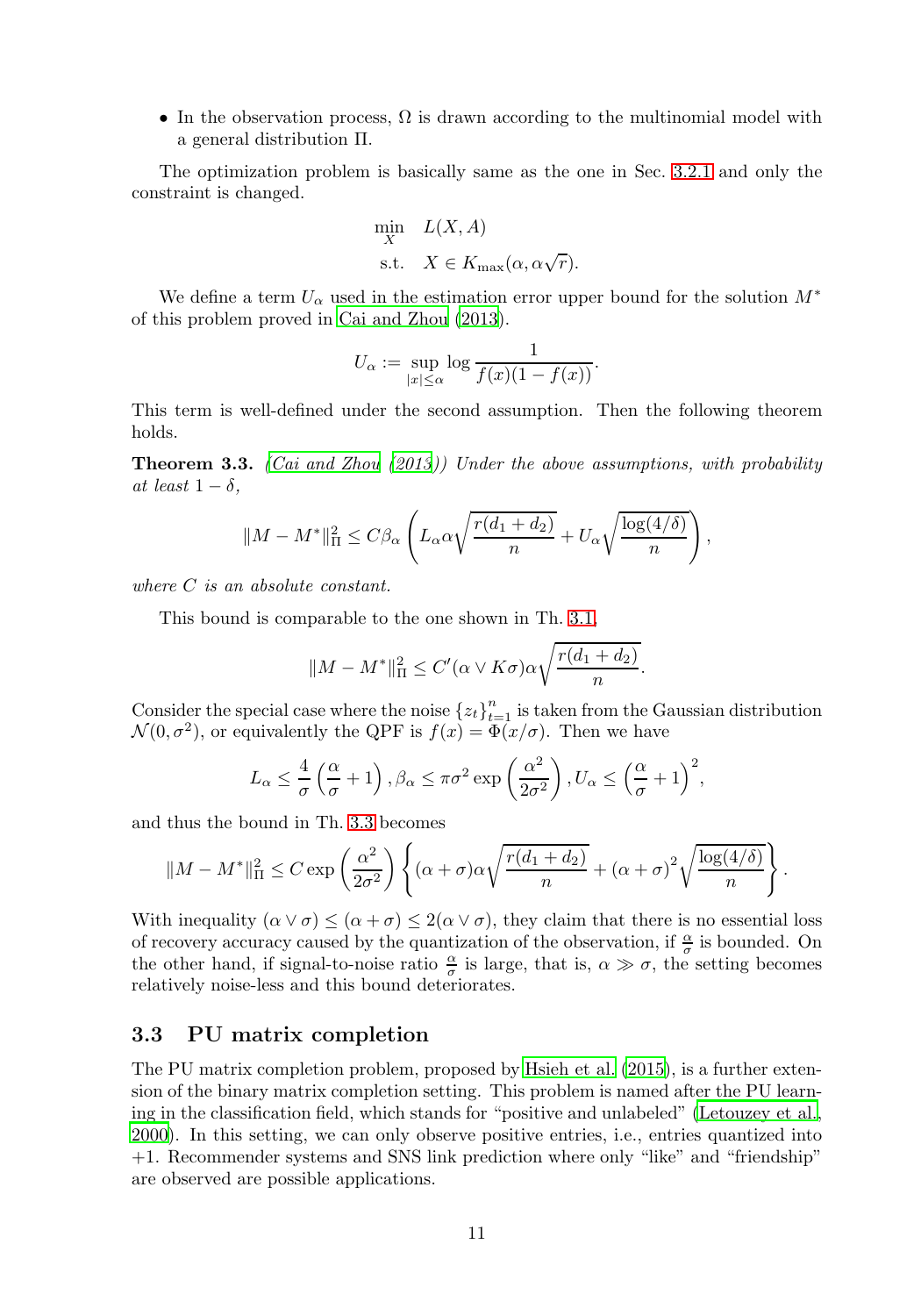- In the observation process, $\Omega$ is drawn according to the multinomial model with a general distribution $\Pi$.

The optimization problem is basically same as the one in Sec. 3.2.1 and only the constraint is changed.

$$
\begin{aligned}
\min_X \quad & L(X, A) \\
\text{s.t.} \quad & X \in K_{\max}(\alpha, \alpha\sqrt{r}).
\end{aligned}
$$

We define a term $U_\alpha$ used in the estimation error upper bound for the solution $M^*$ of this problem proved in Cai and Zhou (2013).

$$
U_\alpha := \sup_{|x| \le \alpha} \log \frac{1}{f(x)(1 - f(x))}.
$$

This term is well-defined under the second assumption. Then the following theorem holds.

**Theorem 3.3.** *(Cai and Zhou (2013)) Under the above assumptions, with probability at least $1 - \delta$,*

$$
\|M - M^*\|_\Pi^2 \le C\beta_\alpha \left( L_\alpha \alpha \sqrt{\frac{r(d_1 + d_2)}{n}} + U_\alpha \sqrt{\frac{\log(4/\delta)}{n}} \right),
$$

*where $C$ is an absolute constant.*

This bound is comparable to the one shown in Th. 3.1,

$$
\|M - M^*\|_\Pi^2 \le C'(\alpha \vee K\sigma)\alpha \sqrt{\frac{r(d_1 + d_2)}{n}}.
$$

Consider the special case where the noise $\{z_t\}_{t=1}^n$ is taken from the Gaussian distribution $\mathcal{N}(0, \sigma^2)$, or equivalently the QPF is $f(x) = \Phi(x/\sigma)$. Then we have

$$
L_\alpha \le \frac{4}{\sigma}\left(\frac{\alpha}{\sigma} + 1\right), \beta_\alpha \le \pi\sigma^2 \exp\left(\frac{\alpha^2}{2\sigma^2}\right), U_\alpha \le \left(\frac{\alpha}{\sigma} + 1\right)^2,
$$

and thus the bound in Th. 3.3 becomes

$$
\|M - M^*\|_\Pi^2 \le C \exp\left(\frac{\alpha^2}{2\sigma^2}\right) \left\{ (\alpha + \sigma)\alpha \sqrt{\frac{r(d_1 + d_2)}{n}} + (\alpha + \sigma)^2 \sqrt{\frac{\log(4/\delta)}{n}} \right\}.
$$

With inequality $(\alpha \vee \sigma) \le (\alpha + \sigma) \le 2(\alpha \vee \sigma)$, they claim that there is no essential loss of recovery accuracy caused by the quantization of the observation, if $\frac{\alpha}{\sigma}$ is bounded. On the other hand, if signal-to-noise ratio $\frac{\alpha}{\sigma}$ is large, that is, $\alpha \gg \sigma$, the setting becomes relatively noise-less and this bound deteriorates.

### 3.3 PU matrix completion

The PU matrix completion problem, proposed by Hsieh et al. (2015), is a further extension of the binary matrix completion setting. This problem is named after the PU learning in the classification field, which stands for "positive and unlabeled" (Letouzey et al., 2000). In this setting, we can only observe positive entries, i.e., entries quantized into $+1$. Recommender systems and SNS link prediction where only "like" and "friendship" are observed are possible applications.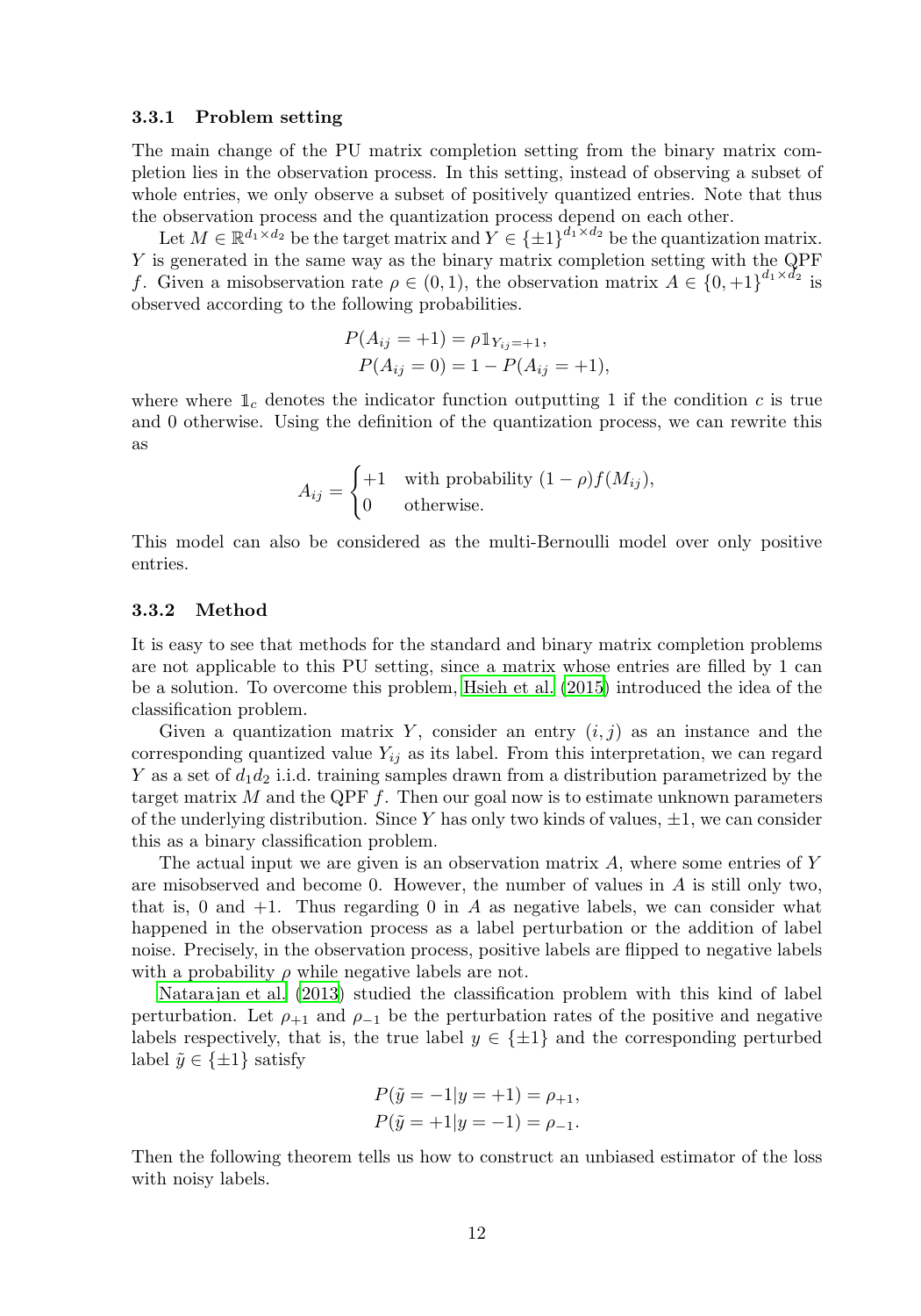### 3.3.1 Problem setting

The main change of the PU matrix completion setting from the binary matrix completion lies in the observation process. In this setting, instead of observing a subset of whole entries, we only observe a subset of positively quantized entries. Note that thus the observation process and the quantization process depend on each other.

Let $M \in \mathbb{R}^{d_1 \times d_2}$ be the target matrix and $Y \in \{\pm 1\}^{d_1 \times d_2}$ be the quantization matrix. $Y$ is generated in the same way as the binary matrix completion setting with the QPF $f$. Given a misobservation rate $\rho \in (0, 1)$, the observation matrix $A \in \{0, +1\}^{d_1 \times d_2}$ is observed according to the following probabilities.

$$
\begin{aligned}
P(A_{ij} = +1) &= \rho \mathbb{1}_{Y_{ij}=+1}, \\
P(A_{ij} = 0) &= 1 - P(A_{ij} = +1),
\end{aligned}
$$

where where $\mathbb{1}_c$ denotes the indicator function outputting 1 if the condition $c$ is true and 0 otherwise. Using the definition of the quantization process, we can rewrite this as

$$
A_{ij} = \begin{cases} +1 & \text{with probability } (1 - \rho) f(M_{ij}), \\ 0 & \text{otherwise.} \end{cases}
$$

This model can also be considered as the multi-Bernoulli model over only positive entries.

### 3.3.2 Method

It is easy to see that methods for the standard and binary matrix completion problems are not applicable to this PU setting, since a matrix whose entries are filled by 1 can be a solution. To overcome this problem, Hsieh et al. (2015) introduced the idea of the classification problem.

Given a quantization matrix $Y$, consider an entry $(i, j)$ as an instance and the corresponding quantized value $Y_{ij}$ as its label. From this interpretation, we can regard $Y$ as a set of $d_1 d_2$ i.i.d. training samples drawn from a distribution parametrized by the target matrix $M$ and the QPF $f$. Then our goal now is to estimate unknown parameters of the underlying distribution. Since $Y$ has only two kinds of values, $\pm 1$, we can consider this as a binary classification problem.

The actual input we are given is an observation matrix $A$, where some entries of $Y$ are misobserved and become 0. However, the number of values in $A$ is still only two, that is, 0 and $+1$. Thus regarding 0 in $A$ as negative labels, we can consider what happened in the observation process as a label perturbation or the addition of label noise. Precisely, in the observation process, positive labels are flipped to negative labels with a probability $\rho$ while negative labels are not.

Natarajan et al. (2013) studied the classification problem with this kind of label perturbation. Let $\rho_{+1}$ and $\rho_{-1}$ be the perturbation rates of the positive and negative labels respectively, that is, the true label $y \in \{\pm 1\}$ and the corresponding perturbed label $\tilde{y} \in \{\pm 1\}$ satisfy

$$
\begin{aligned}
P(\tilde{y} = -1 | y = +1) &= \rho_{+1}, \\
P(\tilde{y} = +1 | y = -1) &= \rho_{-1}.
\end{aligned}
$$

Then the following theorem tells us how to construct an unbiased estimator of the loss with noisy labels.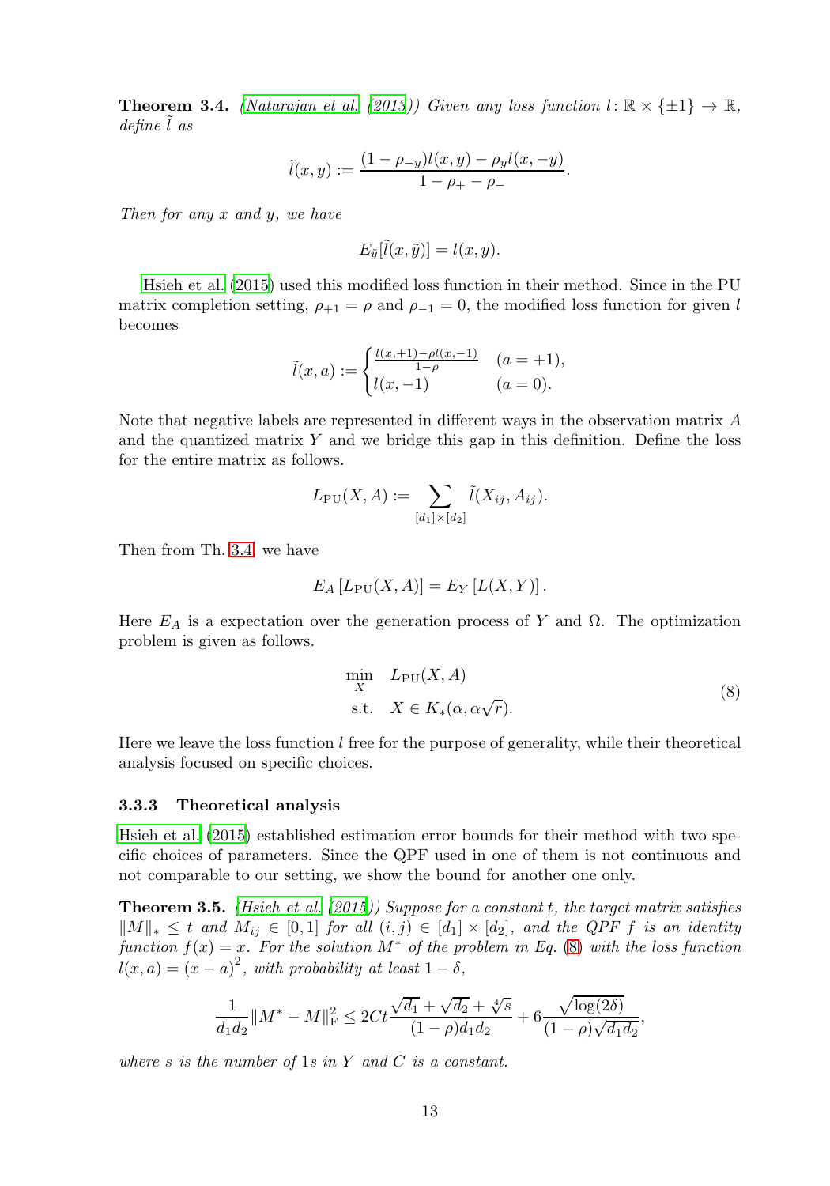**Theorem 3.4.** *(Natarajan et al. (2013)) Given any loss function $l \colon \mathbb{R} \times \{\pm 1\} \to \mathbb{R}$, define $\tilde{l}$ as*

$$\tilde{l}(x, y) := \frac{(1 - \rho_{-y}) l(x, y) - \rho_y l(x, -y)}{1 - \rho_+ - \rho_-}.$$

*Then for any $x$ and $y$, we have*

$$E_{\tilde{y}}[\tilde{l}(x, \tilde{y})] = l(x, y).$$

Hsieh et al. (2015) used this modified loss function in their method. Since in the PU matrix completion setting, $\rho_{+1} = \rho$ and $\rho_{-1} = 0$, the modified loss function for given $l$ becomes

$$\tilde{l}(x, a) := \begin{cases} \frac{l(x,+1) - \rho l(x,-1)}{1-\rho} & (a = +1), \\ l(x, -1) & (a = 0). \end{cases}$$

Note that negative labels are represented in different ways in the observation matrix $A$ and the quantized matrix $Y$ and we bridge this gap in this definition. Define the loss for the entire matrix as follows.

$$L_{\mathrm{PU}}(X, A) := \sum_{[d_1] \times [d_2]} \tilde{l}(X_{ij}, A_{ij}).$$

Then from Th. 3.4, we have

$$E_A \left[ L_{\mathrm{PU}}(X, A) \right] = E_Y \left[ L(X, Y) \right].$$

Here $E_A$ is a expectation over the generation process of $Y$ and $\Omega$. The optimization problem is given as follows.

$$\begin{aligned} \min_{X} \quad & L_{\mathrm{PU}}(X, A) \\ \text{s.t.} \quad & X \in K_*(\alpha, \alpha\sqrt{r}). \end{aligned} \tag{8}$$

Here we leave the loss function $l$ free for the purpose of generality, while their theoretical analysis focused on specific choices.

### 3.3.3 Theoretical analysis

Hsieh et al. (2015) established estimation error bounds for their method with two specific choices of parameters. Since the QPF used in one of them is not continuous and not comparable to our setting, we show the bound for another one only.

**Theorem 3.5.** *(Hsieh et al. (2015)) Suppose for a constant $t$, the target matrix satisfies $\|M\|_* \le t$ and $M_{ij} \in [0, 1]$ for all $(i, j) \in [d_1] \times [d_2]$, and the QPF $f$ is an identity function $f(x) = x$. For the solution $M^*$ of the problem in Eq. (8) with the loss function $l(x, a) = (x - a)^2$, with probability at least $1 - \delta$,*

$$\frac{1}{d_1 d_2} \|M^* - M\|_{\mathrm{F}}^2 \le 2Ct \frac{\sqrt{d_1} + \sqrt{d_2} + \sqrt[4]{s}}{(1 - \rho) d_1 d_2} + 6 \frac{\sqrt{\log(2\delta)}}{(1 - \rho)\sqrt{d_1 d_2}},$$

*where $s$ is the number of 1s in $Y$ and $C$ is a constant.*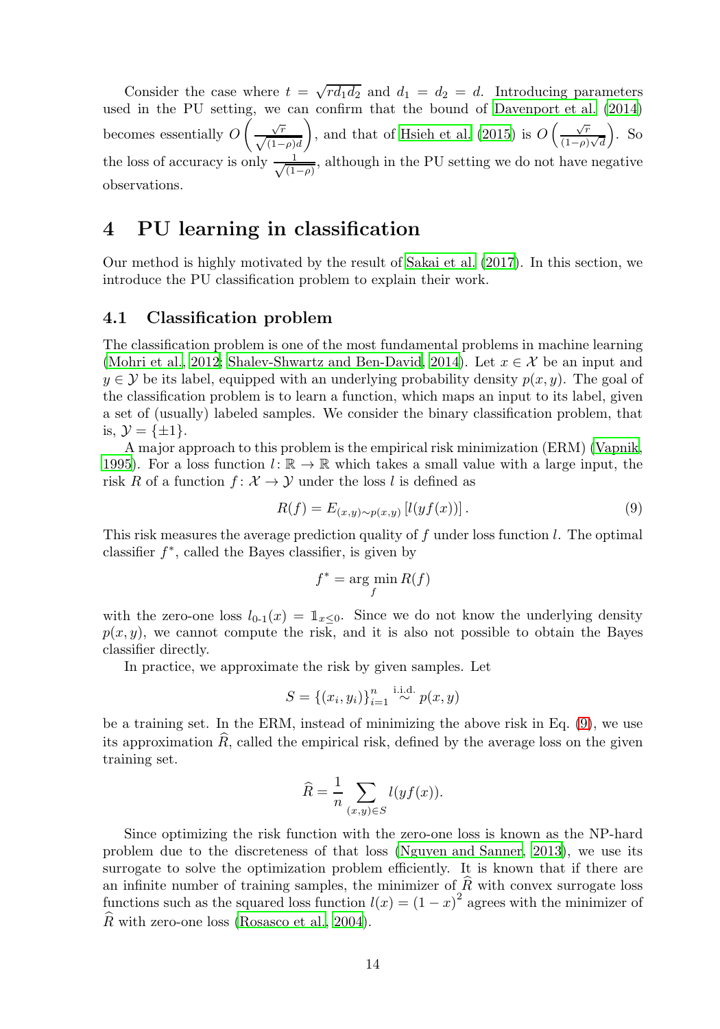Consider the case where $t = \sqrt{rd_1 d_2}$ and $d_1 = d_2 = d$. Introducing parameters used in the PU setting, we can confirm that the bound of Davenport et al. (2014) becomes essentially $O\left(\frac{\sqrt{r}}{\sqrt{(1-\rho)d}}\right)$, and that of Hsieh et al. (2015) is $O\left(\frac{\sqrt{r}}{(1-\rho)\sqrt{d}}\right)$. So the loss of accuracy is only $\frac{1}{\sqrt{(1-\rho)}}$, although in the PU setting we do not have negative observations.

# 4 PU learning in classification

Our method is highly motivated by the result of Sakai et al. (2017). In this section, we introduce the PU classification problem to explain their work.

## 4.1 Classification problem

The classification problem is one of the most fundamental problems in machine learning (Mohri et al., 2012; Shalev-Shwartz and Ben-David, 2014). Let $x \in \mathcal{X}$ be an input and $y \in \mathcal{Y}$ be its label, equipped with an underlying probability density $p(x, y)$. The goal of the classification problem is to learn a function, which maps an input to its label, given a set of (usually) labeled samples. We consider the binary classification problem, that is, $\mathcal{Y} = \{\pm 1\}$.

A major approach to this problem is the empirical risk minimization (ERM) (Vapnik, 1995). For a loss function $l \colon \mathbb{R} \to \mathbb{R}$ which takes a small value with a large input, the risk $R$ of a function $f \colon \mathcal{X} \to \mathcal{Y}$ under the loss $l$ is defined as

$$R(f) = E_{(x,y)\sim p(x,y)}\left[l(yf(x))\right]. \tag{9}$$

This risk measures the average prediction quality of $f$ under loss function $l$. The optimal classifier $f^*$, called the Bayes classifier, is given by

$$f^* = \arg\min_f R(f)$$

with the zero-one loss $l_{0\text{-}1}(x) = \mathbb{1}_{x \leq 0}$. Since we do not know the underlying density $p(x, y)$, we cannot compute the risk, and it is also not possible to obtain the Bayes classifier directly.

In practice, we approximate the risk by given samples. Let

$$S = \{(x_i, y_i)\}_{i=1}^n \overset{\text{i.i.d.}}{\sim} p(x, y)$$

be a training set. In the ERM, instead of minimizing the above risk in Eq. (9), we use its approximation $\widehat{R}$, called the empirical risk, defined by the average loss on the given training set.

$$\widehat{R} = \frac{1}{n} \sum_{(x,y)\in S} l(yf(x)).$$

Since optimizing the risk function with the zero-one loss is known as the NP-hard problem due to the discreteness of that loss (Nguyen and Sanner, 2013), we use its surrogate to solve the optimization problem efficiently. It is known that if there are an infinite number of training samples, the minimizer of $\widehat{R}$ with convex surrogate loss functions such as the squared loss function $l(x) = (1-x)^2$ agrees with the minimizer of $\widehat{R}$ with zero-one loss (Rosasco et al., 2004).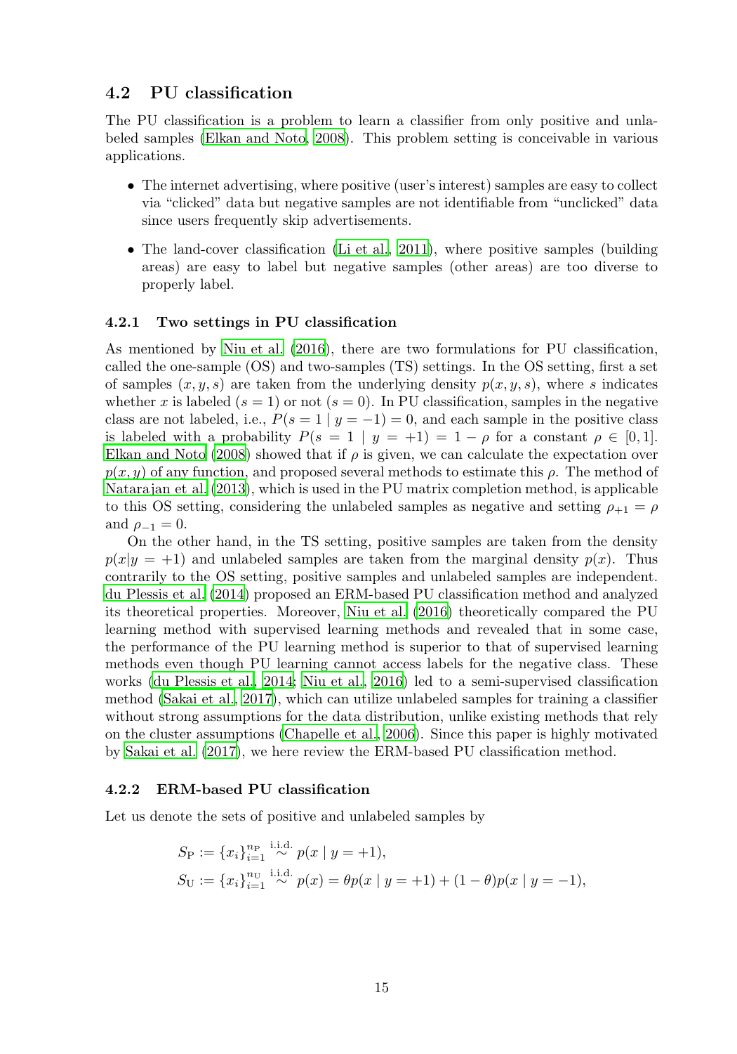## 4.2 PU classification

The PU classification is a problem to learn a classifier from only positive and unlabeled samples (Elkan and Noto, 2008). This problem setting is conceivable in various applications.

- The internet advertising, where positive (user's interest) samples are easy to collect via "clicked" data but negative samples are not identifiable from "unclicked" data since users frequently skip advertisements.
- The land-cover classification (Li et al., 2011), where positive samples (building areas) are easy to label but negative samples (other areas) are too diverse to properly label.

### 4.2.1 Two settings in PU classification

As mentioned by Niu et al. (2016), there are two formulations for PU classification, called the one-sample (OS) and two-samples (TS) settings. In the OS setting, first a set of samples $(x, y, s)$ are taken from the underlying density $p(x, y, s)$, where $s$ indicates whether $x$ is labeled ($s = 1$) or not ($s = 0$). In PU classification, samples in the negative class are not labeled, i.e., $P(s = 1 \mid y = -1) = 0$, and each sample in the positive class is labeled with a probability $P(s = 1 \mid y = +1) = 1 - \rho$ for a constant $\rho \in [0, 1]$. Elkan and Noto (2008) showed that if $\rho$ is given, we can calculate the expectation over $p(x, y)$ of any function, and proposed several methods to estimate this $\rho$. The method of Natarajan et al. (2013), which is used in the PU matrix completion method, is applicable to this OS setting, considering the unlabeled samples as negative and setting $\rho_{+1} = \rho$ and $\rho_{-1} = 0$.

On the other hand, in the TS setting, positive samples are taken from the density $p(x|y = +1)$ and unlabeled samples are taken from the marginal density $p(x)$. Thus contrarily to the OS setting, positive samples and unlabeled samples are independent. du Plessis et al. (2014) proposed an ERM-based PU classification method and analyzed its theoretical properties. Moreover, Niu et al. (2016) theoretically compared the PU learning method with supervised learning methods and revealed that in some case, the performance of the PU learning method is superior to that of supervised learning methods even though PU learning cannot access labels for the negative class. These works (du Plessis et al., 2014; Niu et al., 2016) led to a semi-supervised classification method (Sakai et al., 2017), which can utilize unlabeled samples for training a classifier without strong assumptions for the data distribution, unlike existing methods that rely on the cluster assumptions (Chapelle et al., 2006). Since this paper is highly motivated by Sakai et al. (2017), we here review the ERM-based PU classification method.

### 4.2.2 ERM-based PU classification

Let us denote the sets of positive and unlabeled samples by

$$
\begin{aligned}
S_{\mathrm{P}} &:= \{x_i\}_{i=1}^{n_{\mathrm{P}}} \overset{\text{i.i.d.}}{\sim} p(x \mid y = +1), \\
S_{\mathrm{U}} &:= \{x_i\}_{i=1}^{n_{\mathrm{U}}} \overset{\text{i.i.d.}}{\sim} p(x) = \theta p(x \mid y = +1) + (1 - \theta) p(x \mid y = -1),
\end{aligned}
$$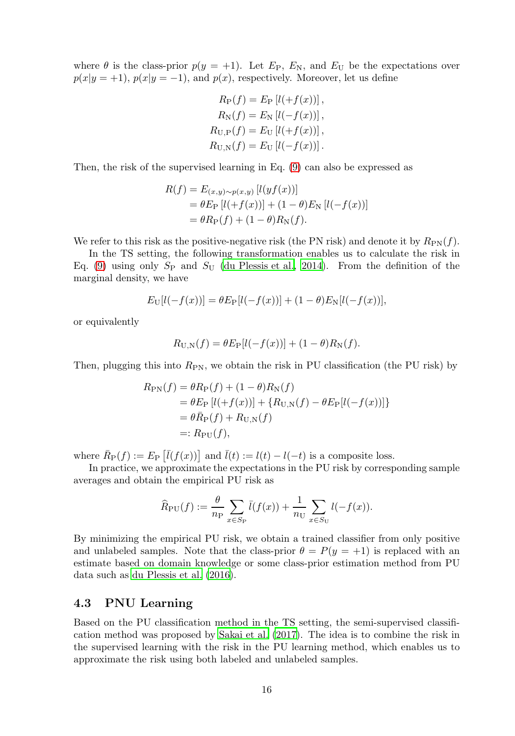where $\theta$ is the class-prior $p(y = +1)$. Let $E_{\mathrm{P}}$, $E_{\mathrm{N}}$, and $E_{\mathrm{U}}$ be the expectations over $p(x|y = +1)$, $p(x|y = -1)$, and $p(x)$, respectively. Moreover, let us define

$$
\begin{aligned}
R_{\mathrm{P}}(f) &= E_{\mathrm{P}}\left[l(+f(x))\right], \\
R_{\mathrm{N}}(f) &= E_{\mathrm{N}}\left[l(-f(x))\right], \\
R_{\mathrm{U,P}}(f) &= E_{\mathrm{U}}\left[l(+f(x))\right], \\
R_{\mathrm{U,N}}(f) &= E_{\mathrm{U}}\left[l(-f(x))\right].
\end{aligned}
$$

Then, the risk of the supervised learning in Eq. (9) can also be expressed as

$$
\begin{aligned}
R(f) &= E_{(x,y)\sim p(x,y)}\left[l(yf(x))\right] \\
&= \theta E_{\mathrm{P}}\left[l(+f(x))\right] + (1-\theta) E_{\mathrm{N}}\left[l(-f(x))\right] \\
&= \theta R_{\mathrm{P}}(f) + (1-\theta) R_{\mathrm{N}}(f).
\end{aligned}
$$

We refer to this risk as the positive-negative risk (the PN risk) and denote it by $R_{\mathrm{PN}}(f)$.

In the TS setting, the following transformation enables us to calculate the risk in Eq. (9) using only $S_{\mathrm{P}}$ and $S_{\mathrm{U}}$ (du Plessis et al., 2014). From the definition of the marginal density, we have

$$
E_{\mathrm{U}}[l(-f(x))] = \theta E_{\mathrm{P}}[l(-f(x))] + (1-\theta) E_{\mathrm{N}}[l(-f(x))],
$$

or equivalently

$$
R_{\mathrm{U,N}}(f) = \theta E_{\mathrm{P}}[l(-f(x))] + (1-\theta) R_{\mathrm{N}}(f).
$$

Then, plugging this into $R_{\mathrm{PN}}$, we obtain the risk in PU classification (the PU risk) by

$$
\begin{aligned}
R_{\mathrm{PN}}(f) &= \theta R_{\mathrm{P}}(f) + (1-\theta) R_{\mathrm{N}}(f) \\
&= \theta E_{\mathrm{P}}\left[l(+f(x))\right] + \{R_{\mathrm{U,N}}(f) - \theta E_{\mathrm{P}}[l(-f(x))]\} \\
&= \theta \bar{R}_{\mathrm{P}}(f) + R_{\mathrm{U,N}}(f) \\
&=: R_{\mathrm{PU}}(f),
\end{aligned}
$$

where $\bar{R}_{\mathrm{P}}(f) := E_{\mathrm{P}}\left[\bar{l}(f(x))\right]$ and $\bar{l}(t) := l(t) - l(-t)$ is a composite loss.

In practice, we approximate the expectations in the PU risk by corresponding sample averages and obtain the empirical PU risk as

$$
\widehat{R}_{\mathrm{PU}}(f) := \frac{\theta}{n_{\mathrm{P}}} \sum_{x \in S_{\mathrm{P}}} \bar{l}(f(x)) + \frac{1}{n_{\mathrm{U}}} \sum_{x \in S_{\mathrm{U}}} l(-f(x)).
$$

By minimizing the empirical PU risk, we obtain a trained classifier from only positive and unlabeled samples. Note that the class-prior $\theta = P(y = +1)$ is replaced with an estimate based on domain knowledge or some class-prior estimation method from PU data such as du Plessis et al. (2016).

### 4.3 PNU Learning

Based on the PU classification method in the TS setting, the semi-supervised classification method was proposed by Sakai et al. (2017). The idea is to combine the risk in the supervised learning with the risk in the PU learning method, which enables us to approximate the risk using both labeled and unlabeled samples.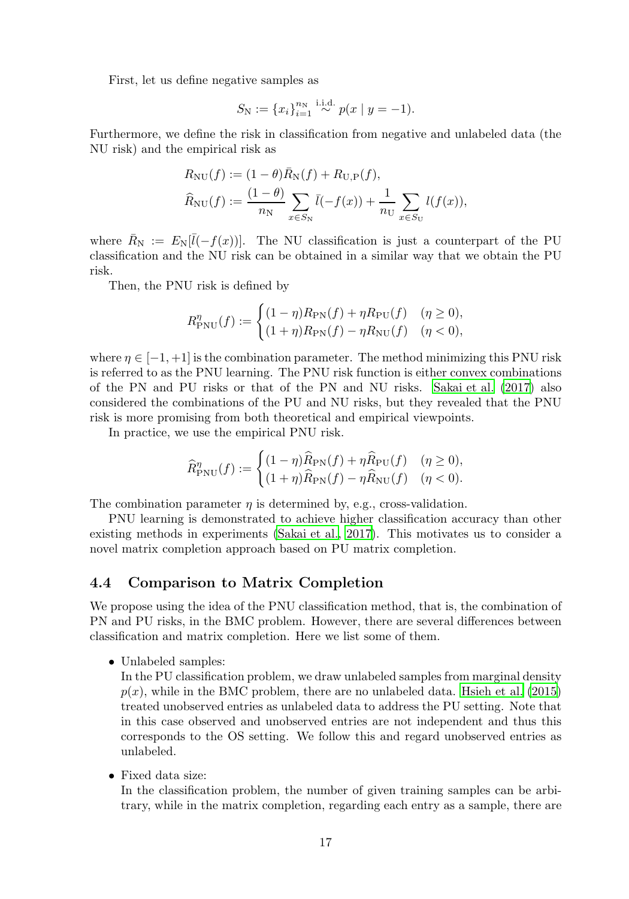First, let us define negative samples as

$$S_{\mathrm{N}} := \{x_i\}_{i=1}^{n_{\mathrm{N}}} \overset{\text{i.i.d.}}{\sim} p(x \mid y = -1).$$

Furthermore, we define the risk in classification from negative and unlabeled data (the NU risk) and the empirical risk as

$$\begin{aligned}
R_{\mathrm{NU}}(f) &:= (1-\theta)\bar{R}_{\mathrm{N}}(f) + R_{\mathrm{U,P}}(f), \\
\widehat{R}_{\mathrm{NU}}(f) &:= \frac{(1-\theta)}{n_{\mathrm{N}}} \sum_{x \in S_{\mathrm{N}}} \bar{l}(-f(x)) + \frac{1}{n_{\mathrm{U}}} \sum_{x \in S_{\mathrm{U}}} l(f(x)),
\end{aligned}$$

where $\bar{R}_{\mathrm{N}} := E_{\mathrm{N}}[\bar{l}(-f(x))]$. The NU classification is just a counterpart of the PU classification and the NU risk can be obtained in a similar way that we obtain the PU risk.

Then, the PNU risk is defined by

$$R^{\eta}_{\mathrm{PNU}}(f) := \begin{cases} (1-\eta)R_{\mathrm{PN}}(f) + \eta R_{\mathrm{PU}}(f) & (\eta \geq 0), \\ (1+\eta)R_{\mathrm{PN}}(f) - \eta R_{\mathrm{NU}}(f) & (\eta < 0), \end{cases}$$

where $\eta \in [-1, +1]$ is the combination parameter. The method minimizing this PNU risk is referred to as the PNU learning. The PNU risk function is either convex combinations of the PN and PU risks or that of the PN and NU risks. Sakai et al. (2017) also considered the combinations of the PU and NU risks, but they revealed that the PNU risk is more promising from both theoretical and empirical viewpoints.

In practice, we use the empirical PNU risk.

$$\widehat{R}^{\eta}_{\mathrm{PNU}}(f) := \begin{cases} (1-\eta)\widehat{R}_{\mathrm{PN}}(f) + \eta \widehat{R}_{\mathrm{PU}}(f) & (\eta \geq 0), \\ (1+\eta)\widehat{R}_{\mathrm{PN}}(f) - \eta \widehat{R}_{\mathrm{NU}}(f) & (\eta < 0). \end{cases}$$

The combination parameter $\eta$ is determined by, e.g., cross-validation.

PNU learning is demonstrated to achieve higher classification accuracy than other existing methods in experiments (Sakai et al., 2017). This motivates us to consider a novel matrix completion approach based on PU matrix completion.

### 4.4 Comparison to Matrix Completion

We propose using the idea of the PNU classification method, that is, the combination of PN and PU risks, in the BMC problem. However, there are several differences between classification and matrix completion. Here we list some of them.

- Unlabeled samples:
  In the PU classification problem, we draw unlabeled samples from marginal density $p(x)$, while in the BMC problem, there are no unlabeled data. Hsieh et al. (2015) treated unobserved entries as unlabeled data to address the PU setting. Note that in this case observed and unobserved entries are not independent and thus this corresponds to the OS setting. We follow this and regard unobserved entries as unlabeled.
- Fixed data size:
  In the classification problem, the number of given training samples can be arbitrary, while in the matrix completion, regarding each entry as a sample, there are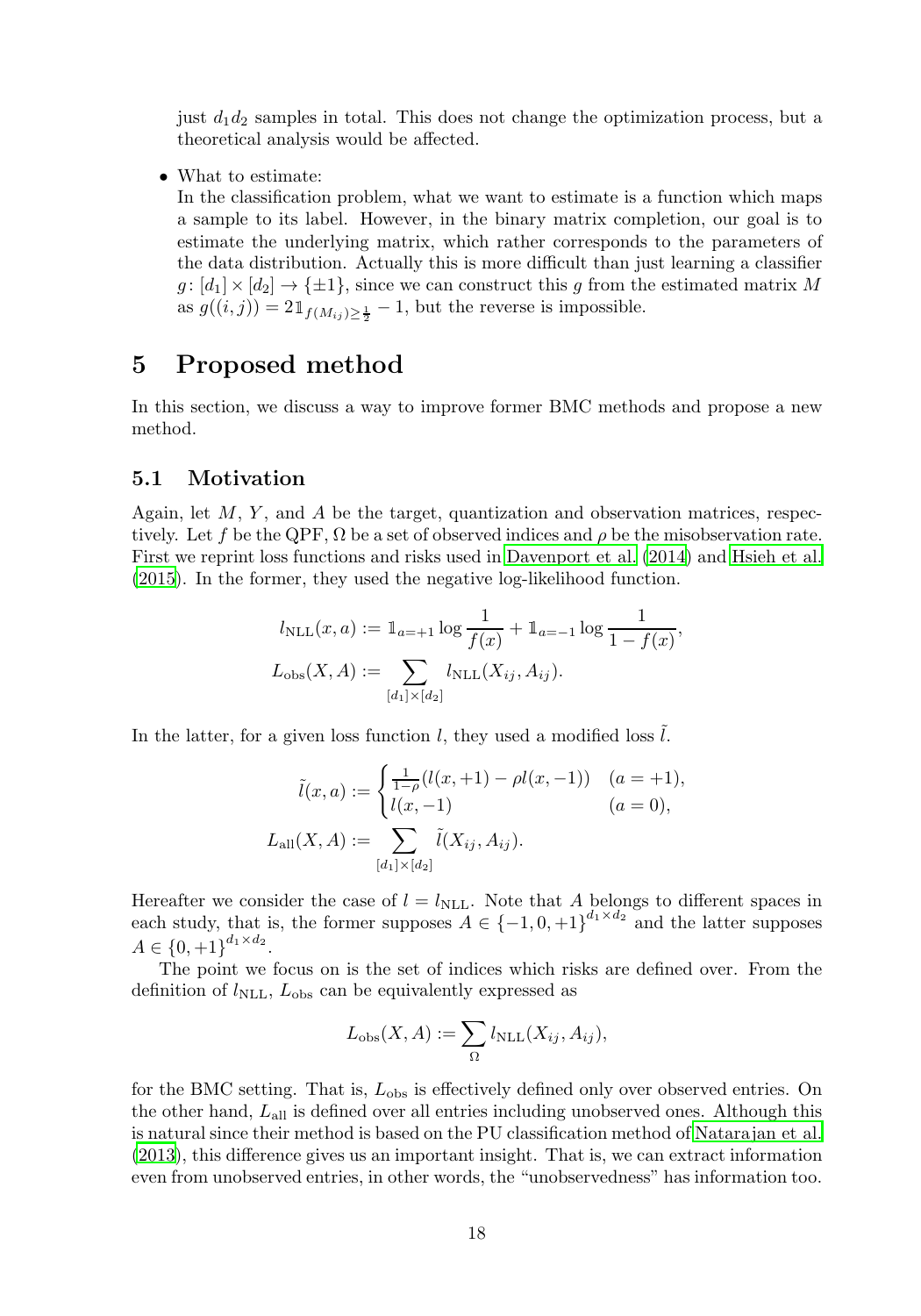just $d_1 d_2$ samples in total. This does not change the optimization process, but a theoretical analysis would be affected.

- What to estimate:
  In the classification problem, what we want to estimate is a function which maps a sample to its label. However, in the binary matrix completion, our goal is to estimate the underlying matrix, which rather corresponds to the parameters of the data distribution. Actually this is more difficult than just learning a classifier $g\colon [d_1] \times [d_2] \to \{\pm 1\}$, since we can construct this $g$ from the estimated matrix $M$ as $g((i,j)) = 2\mathbb{1}_{f(M_{ij}) \geq \frac{1}{2}} - 1$, but the reverse is impossible.

# 5 Proposed method

In this section, we discuss a way to improve former BMC methods and propose a new method.

## 5.1 Motivation

Again, let $M$, $Y$, and $A$ be the target, quantization and observation matrices, respectively. Let $f$ be the QPF, $\Omega$ be a set of observed indices and $\rho$ be the misobservation rate. First we reprint loss functions and risks used in Davenport et al. (2014) and Hsieh et al. (2015). In the former, they used the negative log-likelihood function.

$$
\begin{aligned}
l_{\mathrm{NLL}}(x, a) &:= \mathbb{1}_{a=+1} \log \frac{1}{f(x)} + \mathbb{1}_{a=-1} \log \frac{1}{1-f(x)}, \\
L_{\mathrm{obs}}(X, A) &:= \sum_{[d_1]\times[d_2]} l_{\mathrm{NLL}}(X_{ij}, A_{ij}).
\end{aligned}
$$

In the latter, for a given loss function $l$, they used a modified loss $\tilde{l}$.

$$
\begin{aligned}
\tilde{l}(x, a) &:= \begin{cases} \frac{1}{1-\rho}(l(x,+1) - \rho l(x,-1)) & (a = +1), \\ l(x,-1) & (a = 0), \end{cases} \\
L_{\mathrm{all}}(X, A) &:= \sum_{[d_1]\times[d_2]} \tilde{l}(X_{ij}, A_{ij}).
\end{aligned}
$$

Hereafter we consider the case of $l = l_{\mathrm{NLL}}$. Note that $A$ belongs to different spaces in each study, that is, the former supposes $A \in \{-1, 0, +1\}^{d_1 \times d_2}$ and the latter supposes $A \in \{0, +1\}^{d_1 \times d_2}$.

The point we focus on is the set of indices which risks are defined over. From the definition of $l_{\mathrm{NLL}}$, $L_{\mathrm{obs}}$ can be equivalently expressed as

$$
L_{\mathrm{obs}}(X, A) := \sum_{\Omega} l_{\mathrm{NLL}}(X_{ij}, A_{ij}),
$$

for the BMC setting. That is, $L_{\mathrm{obs}}$ is effectively defined only over observed entries. On the other hand, $L_{\mathrm{all}}$ is defined over all entries including unobserved ones. Although this is natural since their method is based on the PU classification method of Natarajan et al. (2013), this difference gives us an important insight. That is, we can extract information even from unobserved entries, in other words, the "unobservedness" has information too.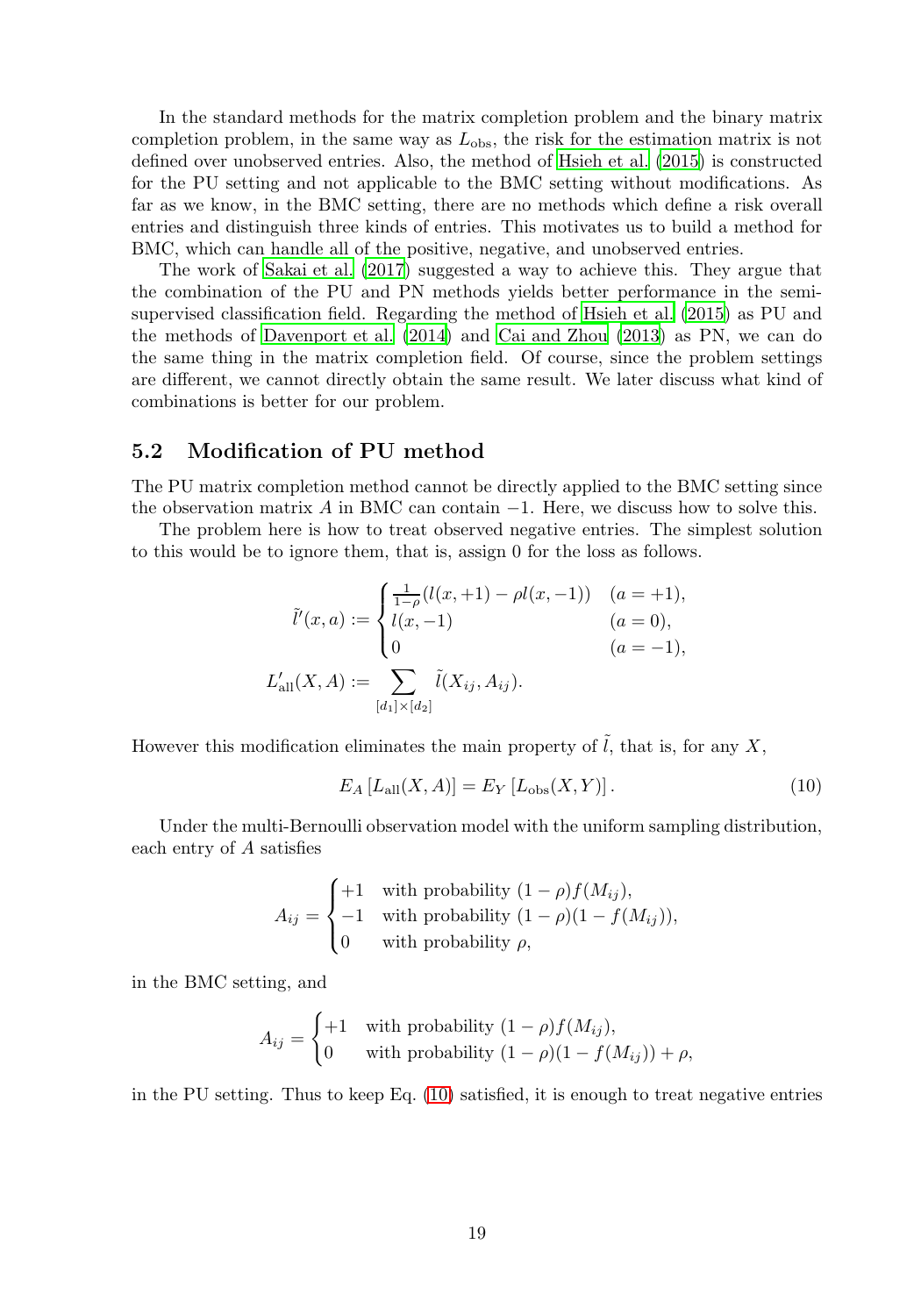In the standard methods for the matrix completion problem and the binary matrix completion problem, in the same way as $L_{\mathrm{obs}}$, the risk for the estimation matrix is not defined over unobserved entries. Also, the method of Hsieh et al. (2015) is constructed for the PU setting and not applicable to the BMC setting without modifications. As far as we know, in the BMC setting, there are no methods which define a risk overall entries and distinguish three kinds of entries. This motivates us to build a method for BMC, which can handle all of the positive, negative, and unobserved entries.

The work of Sakai et al. (2017) suggested a way to achieve this. They argue that the combination of the PU and PN methods yields better performance in the semi-supervised classification field. Regarding the method of Hsieh et al. (2015) as PU and the methods of Davenport et al. (2014) and Cai and Zhou (2013) as PN, we can do the same thing in the matrix completion field. Of course, since the problem settings are different, we cannot directly obtain the same result. We later discuss what kind of combinations is better for our problem.

## 5.2 Modification of PU method

The PU matrix completion method cannot be directly applied to the BMC setting since the observation matrix $A$ in BMC can contain $-1$. Here, we discuss how to solve this.

The problem here is how to treat observed negative entries. The simplest solution to this would be to ignore them, that is, assign 0 for the loss as follows.

$$
\begin{aligned}
\tilde{l}'(x,a) &:= \begin{cases} \frac{1}{1-\rho}(l(x,+1) - \rho l(x,-1)) & (a=+1), \\ l(x,-1) & (a=0), \\ 0 & (a=-1), \end{cases} \\
L'_{\mathrm{all}}(X,A) &:= \sum_{[d_1]\times[d_2]} \tilde{l}(X_{ij}, A_{ij}).
\end{aligned}
$$

However this modification eliminates the main property of $\tilde{l}$, that is, for any $X$,

$$
E_A\left[L_{\mathrm{all}}(X,A)\right] = E_Y\left[L_{\mathrm{obs}}(X,Y)\right]. \tag{10}
$$

Under the multi-Bernoulli observation model with the uniform sampling distribution, each entry of $A$ satisfies

$$
A_{ij} = \begin{cases} +1 & \text{with probability } (1-\rho)f(M_{ij}), \\ -1 & \text{with probability } (1-\rho)(1-f(M_{ij})), \\ 0 & \text{with probability } \rho, \end{cases}
$$

in the BMC setting, and

$$
A_{ij} = \begin{cases} +1 & \text{with probability } (1-\rho)f(M_{ij}), \\ 0 & \text{with probability } (1-\rho)(1-f(M_{ij})) + \rho, \end{cases}
$$

in the PU setting. Thus to keep Eq. (10) satisfied, it is enough to treat negative entries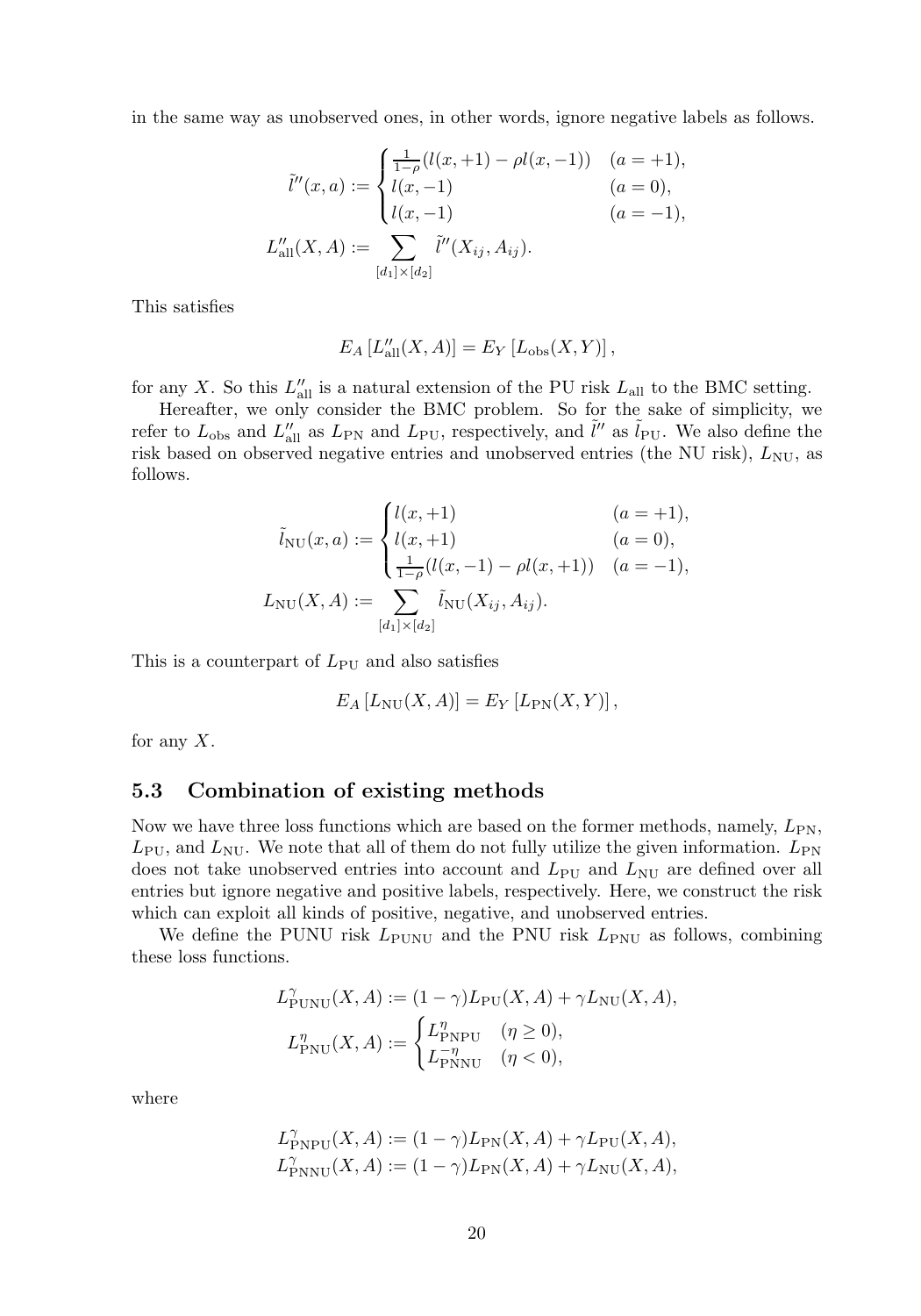in the same way as unobserved ones, in other words, ignore negative labels as follows.

$$
\begin{aligned}
\tilde{l}''(x,a) &:= \begin{cases} \frac{1}{1-\rho}(l(x,+1) - \rho l(x,-1)) & (a=+1), \\ l(x,-1) & (a=0), \\ l(x,-1) & (a=-1), \end{cases} \\
L''_{\mathrm{all}}(X,A) &:= \sum_{[d_1]\times[d_2]} \tilde{l}''(X_{ij}, A_{ij}).
\end{aligned}
$$

This satisfies

$$
E_A\left[L''_{\mathrm{all}}(X,A)\right] = E_Y\left[L_{\mathrm{obs}}(X,Y)\right],
$$

for any $X$. So this $L''_{\mathrm{all}}$ is a natural extension of the PU risk $L_{\mathrm{all}}$ to the BMC setting.

Hereafter, we only consider the BMC problem. So for the sake of simplicity, we refer to $L_{\mathrm{obs}}$ and $L''_{\mathrm{all}}$ as $L_{\mathrm{PN}}$ and $L_{\mathrm{PU}}$, respectively, and $\tilde{l}''$ as $\tilde{l}_{\mathrm{PU}}$. We also define the risk based on observed negative entries and unobserved entries (the NU risk), $L_{\mathrm{NU}}$, as follows.

$$
\begin{aligned}
\tilde{l}_{\mathrm{NU}}(x,a) &:= \begin{cases} l(x,+1) & (a=+1), \\ l(x,+1) & (a=0), \\ \frac{1}{1-\rho}(l(x,-1) - \rho l(x,+1)) & (a=-1), \end{cases} \\
L_{\mathrm{NU}}(X,A) &:= \sum_{[d_1]\times[d_2]} \tilde{l}_{\mathrm{NU}}(X_{ij}, A_{ij}).
\end{aligned}
$$

This is a counterpart of $L_{\mathrm{PU}}$ and also satisfies

$$
E_A\left[L_{\mathrm{NU}}(X,A)\right] = E_Y\left[L_{\mathrm{PN}}(X,Y)\right],
$$

for any $X$.

### 5.3 Combination of existing methods

Now we have three loss functions which are based on the former methods, namely, $L_{\mathrm{PN}}$, $L_{\mathrm{PU}}$, and $L_{\mathrm{NU}}$. We note that all of them do not fully utilize the given information. $L_{\mathrm{PN}}$ does not take unobserved entries into account and $L_{\mathrm{PU}}$ and $L_{\mathrm{NU}}$ are defined over all entries but ignore negative and positive labels, respectively. Here, we construct the risk which can exploit all kinds of positive, negative, and unobserved entries.

We define the PUNU risk $L_{\mathrm{PUNU}}$ and the PNU risk $L_{\mathrm{PNU}}$ as follows, combining these loss functions.

$$
\begin{aligned}
L^{\gamma}_{\mathrm{PUNU}}(X,A) &:= (1-\gamma) L_{\mathrm{PU}}(X,A) + \gamma L_{\mathrm{NU}}(X,A), \\
L^{\eta}_{\mathrm{PNU}}(X,A) &:= \begin{cases} L^{\eta}_{\mathrm{PNPU}} & (\eta \geq 0), \\ L^{-\eta}_{\mathrm{PNNU}} & (\eta < 0), \end{cases}
\end{aligned}
$$

where

$$
\begin{aligned}
L^{\gamma}_{\mathrm{PNPU}}(X,A) &:= (1-\gamma) L_{\mathrm{PN}}(X,A) + \gamma L_{\mathrm{PU}}(X,A), \\
L^{\gamma}_{\mathrm{PNNU}}(X,A) &:= (1-\gamma) L_{\mathrm{PN}}(X,A) + \gamma L_{\mathrm{NU}}(X,A),
\end{aligned}
$$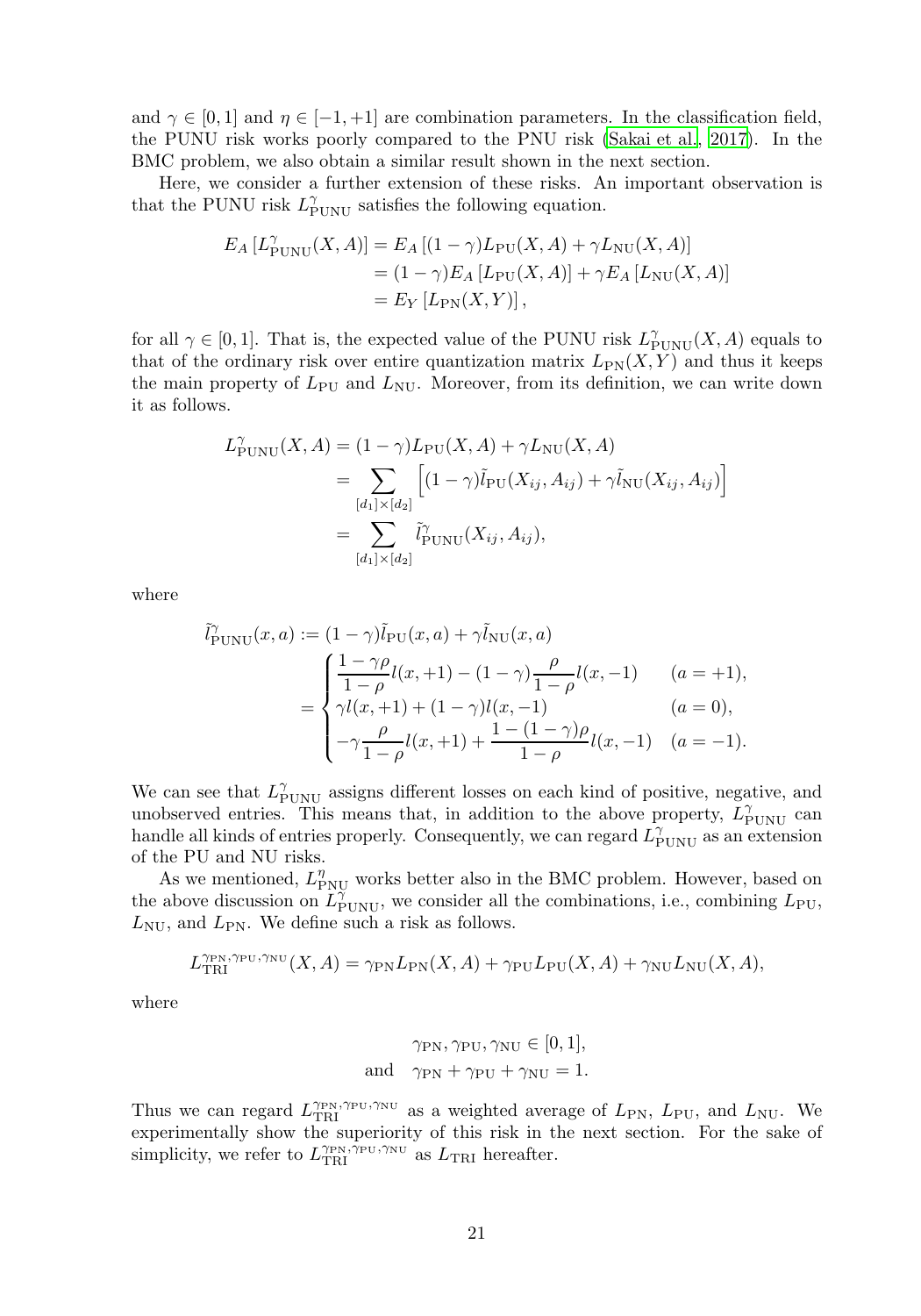and $\gamma \in [0, 1]$ and $\eta \in [-1, +1]$ are combination parameters. In the classification field, the PUNU risk works poorly compared to the PNU risk (Sakai et al., 2017). In the BMC problem, we also obtain a similar result shown in the next section.

Here, we consider a further extension of these risks. An important observation is that the PUNU risk $L^{\gamma}_{\mathrm{PUNU}}$ satisfies the following equation.

$$
\begin{aligned}
E_A\left[L^{\gamma}_{\mathrm{PUNU}}(X, A)\right] &= E_A\left[(1-\gamma)L_{\mathrm{PU}}(X, A) + \gamma L_{\mathrm{NU}}(X, A)\right] \\
&= (1-\gamma)E_A\left[L_{\mathrm{PU}}(X, A)\right] + \gamma E_A\left[L_{\mathrm{NU}}(X, A)\right] \\
&= E_Y\left[L_{\mathrm{PN}}(X, Y)\right],
\end{aligned}
$$

for all $\gamma \in [0, 1]$. That is, the expected value of the PUNU risk $L^{\gamma}_{\mathrm{PUNU}}(X, A)$ equals to that of the ordinary risk over entire quantization matrix $L_{\mathrm{PN}}(X, Y)$ and thus it keeps the main property of $L_{\mathrm{PU}}$ and $L_{\mathrm{NU}}$. Moreover, from its definition, we can write down it as follows.

$$
\begin{aligned}
L^{\gamma}_{\mathrm{PUNU}}(X, A) &= (1-\gamma)L_{\mathrm{PU}}(X, A) + \gamma L_{\mathrm{NU}}(X, A) \\
&= \sum_{[d_1]\times[d_2]} \left[(1-\gamma)\tilde{l}_{\mathrm{PU}}(X_{ij}, A_{ij}) + \gamma \tilde{l}_{\mathrm{NU}}(X_{ij}, A_{ij})\right] \\
&= \sum_{[d_1]\times[d_2]} \tilde{l}^{\gamma}_{\mathrm{PUNU}}(X_{ij}, A_{ij}),
\end{aligned}
$$

where

$$
\begin{aligned}
\tilde{l}^{\gamma}_{\mathrm{PUNU}}(x, a) &:= (1-\gamma)\tilde{l}_{\mathrm{PU}}(x, a) + \gamma \tilde{l}_{\mathrm{NU}}(x, a) \\
&= \begin{cases}
\dfrac{1-\gamma\rho}{1-\rho} l(x, +1) - (1-\gamma)\dfrac{\rho}{1-\rho} l(x, -1) & (a = +1), \\
\gamma l(x, +1) + (1-\gamma) l(x, -1) & (a = 0), \\
-\gamma \dfrac{\rho}{1-\rho} l(x, +1) + \dfrac{1-(1-\gamma)\rho}{1-\rho} l(x, -1) & (a = -1).
\end{cases}
\end{aligned}
$$

We can see that $L^{\gamma}_{\mathrm{PUNU}}$ assigns different losses on each kind of positive, negative, and unobserved entries. This means that, in addition to the above property, $L^{\gamma}_{\mathrm{PUNU}}$ can handle all kinds of entries properly. Consequently, we can regard $L^{\gamma}_{\mathrm{PUNU}}$ as an extension of the PU and NU risks.

As we mentioned, $L^{\eta}_{\mathrm{PNU}}$ works better also in the BMC problem. However, based on the above discussion on $L^{\gamma}_{\mathrm{PUNU}}$, we consider all the combinations, i.e., combining $L_{\mathrm{PU}}$, $L_{\mathrm{NU}}$, and $L_{\mathrm{PN}}$. We define such a risk as follows.

$$
L^{\gamma_{\mathrm{PN}}, \gamma_{\mathrm{PU}}, \gamma_{\mathrm{NU}}}_{\mathrm{TRI}}(X, A) = \gamma_{\mathrm{PN}} L_{\mathrm{PN}}(X, A) + \gamma_{\mathrm{PU}} L_{\mathrm{PU}}(X, A) + \gamma_{\mathrm{NU}} L_{\mathrm{NU}}(X, A),
$$

where

$$
\begin{aligned}
&\gamma_{\mathrm{PN}}, \gamma_{\mathrm{PU}}, \gamma_{\mathrm{NU}} \in [0, 1], \\
\text{and} \quad &\gamma_{\mathrm{PN}} + \gamma_{\mathrm{PU}} + \gamma_{\mathrm{NU}} = 1.
\end{aligned}
$$

Thus we can regard $L^{\gamma_{\mathrm{PN}}, \gamma_{\mathrm{PU}}, \gamma_{\mathrm{NU}}}_{\mathrm{TRI}}$ as a weighted average of $L_{\mathrm{PN}}$, $L_{\mathrm{PU}}$, and $L_{\mathrm{NU}}$. We experimentally show the superiority of this risk in the next section. For the sake of simplicity, we refer to $L^{\gamma_{\mathrm{PN}}, \gamma_{\mathrm{PU}}, \gamma_{\mathrm{NU}}}_{\mathrm{TRI}}$ as $L_{\mathrm{TRI}}$ hereafter.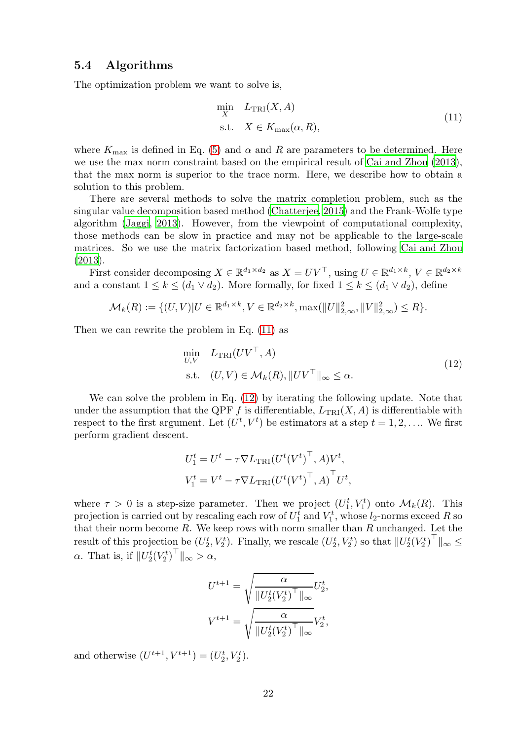### 5.4 Algorithms

The optimization problem we want to solve is,

$$
\begin{aligned}
\min_{X} \quad & L_{\mathrm{TRI}}(X, A) \\
\text{s.t.} \quad & X \in K_{\max}(\alpha, R),
\end{aligned}
\tag{11}
$$

where $K_{\max}$ is defined in Eq. (5) and $\alpha$ and $R$ are parameters to be determined. Here we use the max norm constraint based on the empirical result of Cai and Zhou (2013), that the max norm is superior to the trace norm. Here, we describe how to obtain a solution to this problem.

There are several methods to solve the matrix completion problem, such as the singular value decomposition based method (Chatterjee, 2015) and the Frank-Wolfe type algorithm (Jaggi, 2013). However, from the viewpoint of computational complexity, those methods can be slow in practice and may not be applicable to the large-scale matrices. So we use the matrix factorization based method, following Cai and Zhou (2013).

First consider decomposing $X \in \mathbb{R}^{d_1 \times d_2}$ as $X = UV^\top$, using $U \in \mathbb{R}^{d_1 \times k}$, $V \in \mathbb{R}^{d_2 \times k}$ and a constant $1 \le k \le (d_1 \vee d_2)$. More formally, for fixed $1 \le k \le (d_1 \vee d_2)$, define

$$
\mathcal{M}_k(R) := \{(U, V) | U \in \mathbb{R}^{d_1 \times k}, V \in \mathbb{R}^{d_2 \times k}, \max(\|U\|_{2,\infty}^2, \|V\|_{2,\infty}^2) \le R\}.
$$

Then we can rewrite the problem in Eq. (11) as

$$
\begin{aligned}
\min_{U,V} \quad & L_{\mathrm{TRI}}(UV^\top, A) \\
\text{s.t.} \quad & (U, V) \in \mathcal{M}_k(R), \|UV^\top\|_\infty \le \alpha.
\end{aligned}
\tag{12}
$$

We can solve the problem in Eq. (12) by iterating the following update. Note that under the assumption that the QPF $f$ is differentiable, $L_{\mathrm{TRI}}(X, A)$ is differentiable with respect to the first argument. Let $(U^t, V^t)$ be estimators at a step $t = 1, 2, \ldots$. We first perform gradient descent.

$$
\begin{aligned}
U_1^t &= U^t - \tau \nabla L_{\mathrm{TRI}}(U^t (V^t)^\top, A) V^t, \\
V_1^t &= V^t - \tau \nabla L_{\mathrm{TRI}}(U^t (V^t)^\top, A)^\top U^t,
\end{aligned}
$$

where $\tau > 0$ is a step-size parameter. Then we project $(U_1^t, V_1^t)$ onto $\mathcal{M}_k(R)$. This projection is carried out by rescaling each row of $U_1^t$ and $V_1^t$, whose $l_2$-norms exceed $R$ so that their norm become $R$. We keep rows with norm smaller than $R$ unchanged. Let the result of this projection be $(U_2^t, V_2^t)$. Finally, we rescale $(U_2^t, V_2^t)$ so that $\|U_2^t (V_2^t)^\top\|_\infty \le \alpha$. That is, if $\|U_2^t (V_2^t)^\top\|_\infty > \alpha$,

$$
\begin{aligned}
U^{t+1} &= \sqrt{\frac{\alpha}{\|U_2^t (V_2^t)^\top\|_\infty}} U_2^t, \\
V^{t+1} &= \sqrt{\frac{\alpha}{\|U_2^t (V_2^t)^\top\|_\infty}} V_2^t,
\end{aligned}
$$

and otherwise $(U^{t+1}, V^{t+1}) = (U_2^t, V_2^t)$.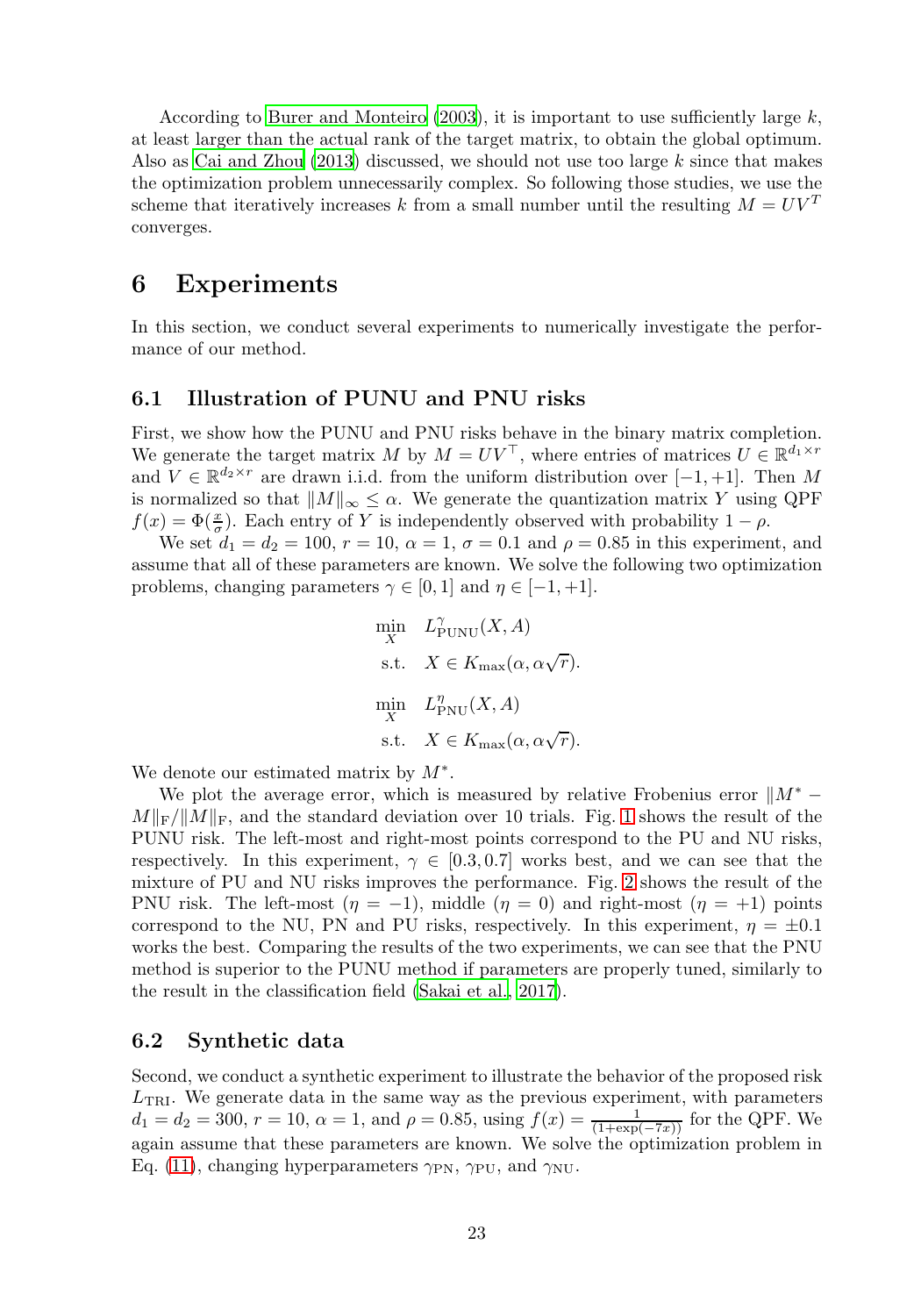According to Burer and Monteiro (2003), it is important to use sufficiently large $k$, at least larger than the actual rank of the target matrix, to obtain the global optimum. Also as Cai and Zhou (2013) discussed, we should not use too large $k$ since that makes the optimization problem unnecessarily complex. So following those studies, we use the scheme that iteratively increases $k$ from a small number until the resulting $M = UV^T$ converges.

# 6 Experiments

In this section, we conduct several experiments to numerically investigate the performance of our method.

## 6.1 Illustration of PUNU and PNU risks

First, we show how the PUNU and PNU risks behave in the binary matrix completion. We generate the target matrix $M$ by $M = UV^\top$, where entries of matrices $U \in \mathbb{R}^{d_1 \times r}$ and $V \in \mathbb{R}^{d_2 \times r}$ are drawn i.i.d. from the uniform distribution over $[-1, +1]$. Then $M$ is normalized so that $\|M\|_\infty \leq \alpha$. We generate the quantization matrix $Y$ using QPF $f(x) = \Phi(\frac{x}{\sigma})$. Each entry of $Y$ is independently observed with probability $1 - \rho$.

We set $d_1 = d_2 = 100$, $r = 10$, $\alpha = 1$, $\sigma = 0.1$ and $\rho = 0.85$ in this experiment, and assume that all of these parameters are known. We solve the following two optimization problems, changing parameters $\gamma \in [0, 1]$ and $\eta \in [-1, +1]$.

$$
\begin{aligned}
\min_{X} \quad & L^{\gamma}_{\mathrm{PUNU}}(X, A) \\
\text{s.t.} \quad & X \in K_{\max}(\alpha, \alpha\sqrt{r}).
\end{aligned}
$$

$$
\begin{aligned}
\min_{X} \quad & L^{\eta}_{\mathrm{PNU}}(X, A) \\
\text{s.t.} \quad & X \in K_{\max}(\alpha, \alpha\sqrt{r}).
\end{aligned}
$$

We denote our estimated matrix by $M^*$.

We plot the average error, which is measured by relative Frobenius error $\|M^* - M\|_{\mathrm{F}}/\|M\|_{\mathrm{F}}$, and the standard deviation over 10 trials. Fig. 1 shows the result of the PUNU risk. The left-most and right-most points correspond to the PU and NU risks, respectively. In this experiment, $\gamma \in [0.3, 0.7]$ works best, and we can see that the mixture of PU and NU risks improves the performance. Fig. 2 shows the result of the PNU risk. The left-most ($\eta = -1$), middle ($\eta = 0$) and right-most ($\eta = +1$) points correspond to the NU, PN and PU risks, respectively. In this experiment, $\eta = \pm 0.1$ works the best. Comparing the results of the two experiments, we can see that the PNU method is superior to the PUNU method if parameters are properly tuned, similarly to the result in the classification field (Sakai et al., 2017).

## 6.2 Synthetic data

Second, we conduct a synthetic experiment to illustrate the behavior of the proposed risk $L_{\mathrm{TRI}}$. We generate data in the same way as the previous experiment, with parameters $d_1 = d_2 = 300$, $r = 10$, $\alpha = 1$, and $\rho = 0.85$, using $f(x) = \frac{1}{(1+\exp(-7x))}$ for the QPF. We again assume that these parameters are known. We solve the optimization problem in Eq. (11), changing hyperparameters $\gamma_{\mathrm{PN}}$, $\gamma_{\mathrm{PU}}$, and $\gamma_{\mathrm{NU}}$.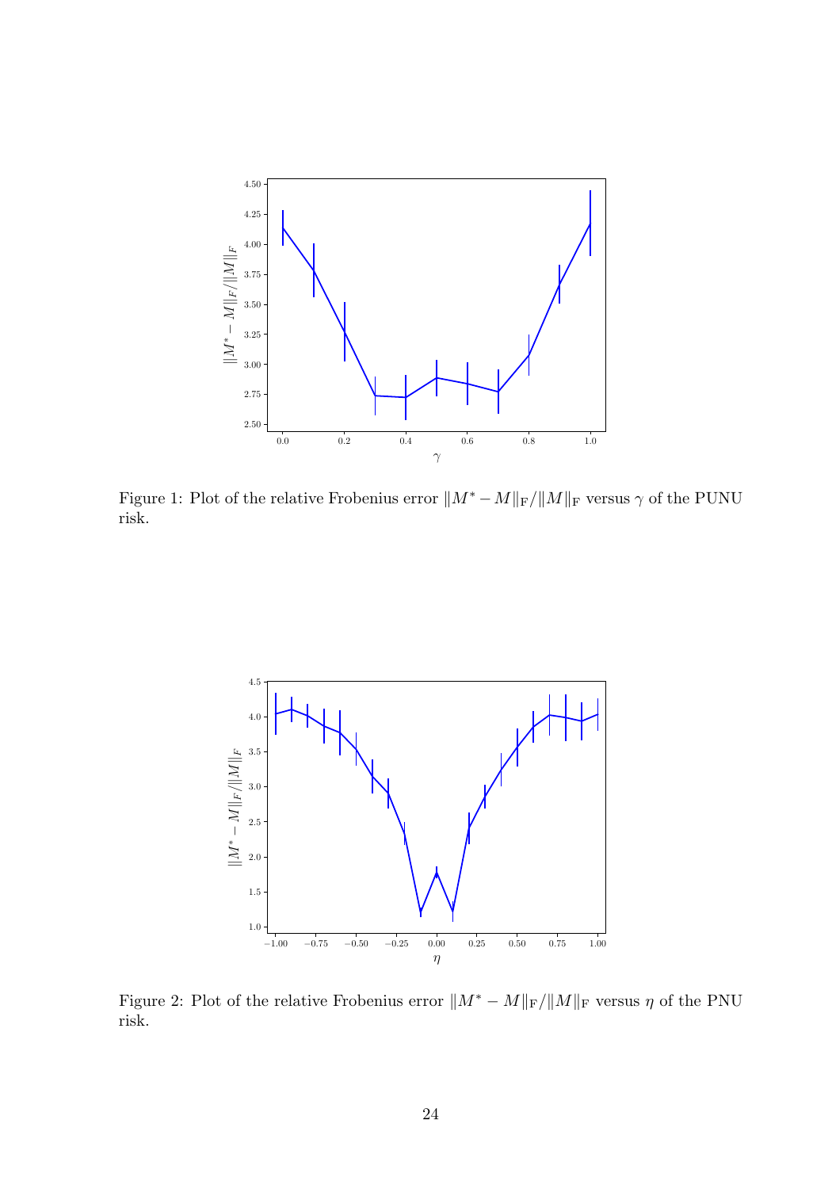Figure 1: Plot of the relative Frobenius error $\|M^* - M\|_{\mathrm{F}}/\|M\|_{\mathrm{F}}$ versus $\gamma$ of the PUNU risk.

Figure 2: Plot of the relative Frobenius error $\|M^* - M\|_{\mathrm{F}}/\|M\|_{\mathrm{F}}$ versus $\eta$ of the PNU risk.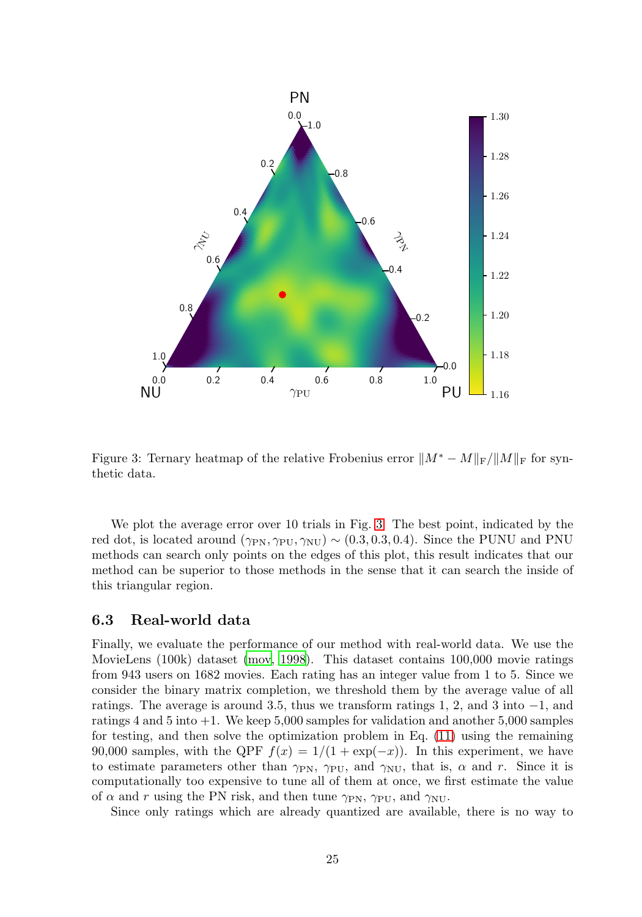Figure 3: Ternary heatmap of the relative Frobenius error $\|M^* - M\|_{\mathrm{F}}/\|M\|_{\mathrm{F}}$ for synthetic data.

We plot the average error over 10 trials in Fig. 3. The best point, indicated by the red dot, is located around $(\gamma_{\mathrm{PN}}, \gamma_{\mathrm{PU}}, \gamma_{\mathrm{NU}}) \sim (0.3, 0.3, 0.4)$. Since the PUNU and PNU methods can search only points on the edges of this plot, this result indicates that our method can be superior to those methods in the sense that it can search the inside of this triangular region.

### 6.3 Real-world data

Finally, we evaluate the performance of our method with real-world data. We use the MovieLens (100k) dataset (mov, 1998). This dataset contains 100,000 movie ratings from 943 users on 1682 movies. Each rating has an integer value from 1 to 5. Since we consider the binary matrix completion, we threshold them by the average value of all ratings. The average is around 3.5, thus we transform ratings 1, 2, and 3 into $-1$, and ratings 4 and 5 into $+1$. We keep 5,000 samples for validation and another 5,000 samples for testing, and then solve the optimization problem in Eq. (11) using the remaining 90,000 samples, with the QPF $f(x) = 1/(1 + \exp(-x))$. In this experiment, we have to estimate parameters other than $\gamma_{\mathrm{PN}}$, $\gamma_{\mathrm{PU}}$, and $\gamma_{\mathrm{NU}}$, that is, $\alpha$ and $r$. Since it is computationally too expensive to tune all of them at once, we first estimate the value of $\alpha$ and $r$ using the PN risk, and then tune $\gamma_{\mathrm{PN}}$, $\gamma_{\mathrm{PU}}$, and $\gamma_{\mathrm{NU}}$.

Since only ratings which are already quantized are available, there is no way to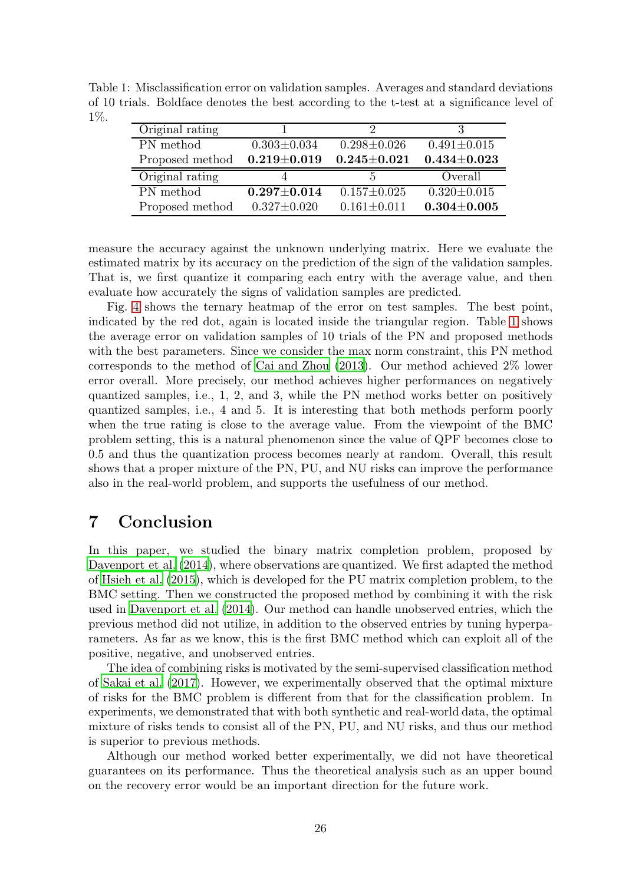Table 1: Misclassification error on validation samples. Averages and standard deviations of 10 trials. Boldface denotes the best according to the t-test at a significance level of 1%.

| Original rating | 1 | 2 | 3 |
|---|---|---|---|
| PN method | 0.303±0.034 | 0.298±0.026 | 0.491±0.015 |
| Proposed method | **0.219±0.019** | **0.245±0.021** | **0.434±0.023** |
| Original rating | 4 | 5 | Overall |
| PN method | **0.297±0.014** | 0.157±0.025 | 0.320±0.015 |
| Proposed method | 0.327±0.020 | 0.161±0.011 | **0.304±0.005** |

measure the accuracy against the unknown underlying matrix. Here we evaluate the estimated matrix by its accuracy on the prediction of the sign of the validation samples. That is, we first quantize it comparing each entry with the average value, and then evaluate how accurately the signs of validation samples are predicted.

Fig. 4 shows the ternary heatmap of the error on test samples. The best point, indicated by the red dot, again is located inside the triangular region. Table 1 shows the average error on validation samples of 10 trials of the PN and proposed methods with the best parameters. Since we consider the max norm constraint, this PN method corresponds to the method of Cai and Zhou (2013). Our method achieved 2% lower error overall. More precisely, our method achieves higher performances on negatively quantized samples, i.e., 1, 2, and 3, while the PN method works better on positively quantized samples, i.e., 4 and 5. It is interesting that both methods perform poorly when the true rating is close to the average value. From the viewpoint of the BMC problem setting, this is a natural phenomenon since the value of QPF becomes close to 0.5 and thus the quantization process becomes nearly at random. Overall, this result shows that a proper mixture of the PN, PU, and NU risks can improve the performance also in the real-world problem, and supports the usefulness of our method.

## 7 Conclusion

In this paper, we studied the binary matrix completion problem, proposed by Davenport et al. (2014), where observations are quantized. We first adapted the method of Hsieh et al. (2015), which is developed for the PU matrix completion problem, to the BMC setting. Then we constructed the proposed method by combining it with the risk used in Davenport et al. (2014). Our method can handle unobserved entries, which the previous method did not utilize, in addition to the observed entries by tuning hyperparameters. As far as we know, this is the first BMC method which can exploit all of the positive, negative, and unobserved entries.

The idea of combining risks is motivated by the semi-supervised classification method of Sakai et al. (2017). However, we experimentally observed that the optimal mixture of risks for the BMC problem is different from that for the classification problem. In experiments, we demonstrated that with both synthetic and real-world data, the optimal mixture of risks tends to consist all of the PN, PU, and NU risks, and thus our method is superior to previous methods.

Although our method worked better experimentally, we did not have theoretical guarantees on its performance. Thus the theoretical analysis such as an upper bound on the recovery error would be an important direction for the future work.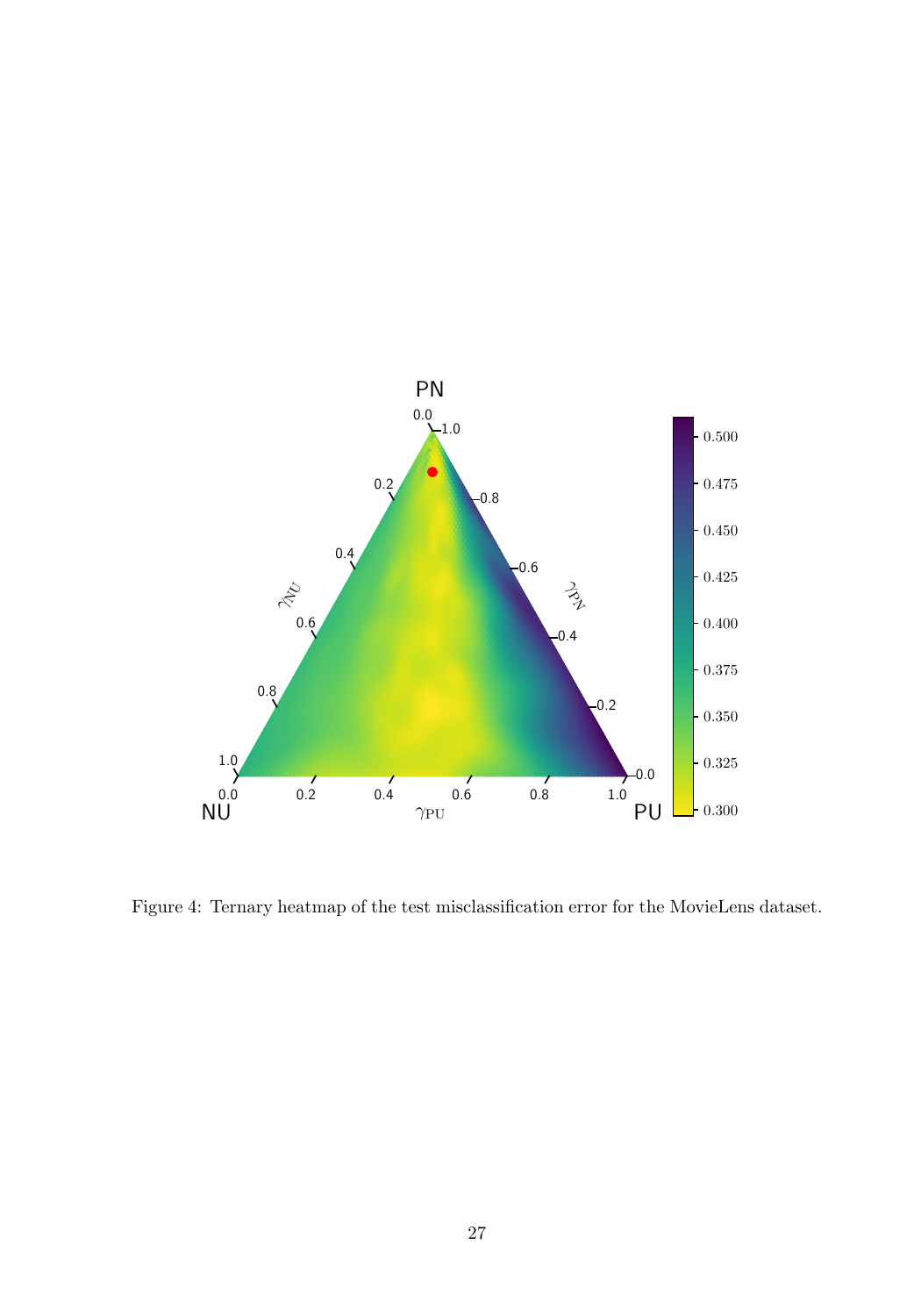Figure 4: Ternary heatmap of the test misclassification error for the MovieLens dataset.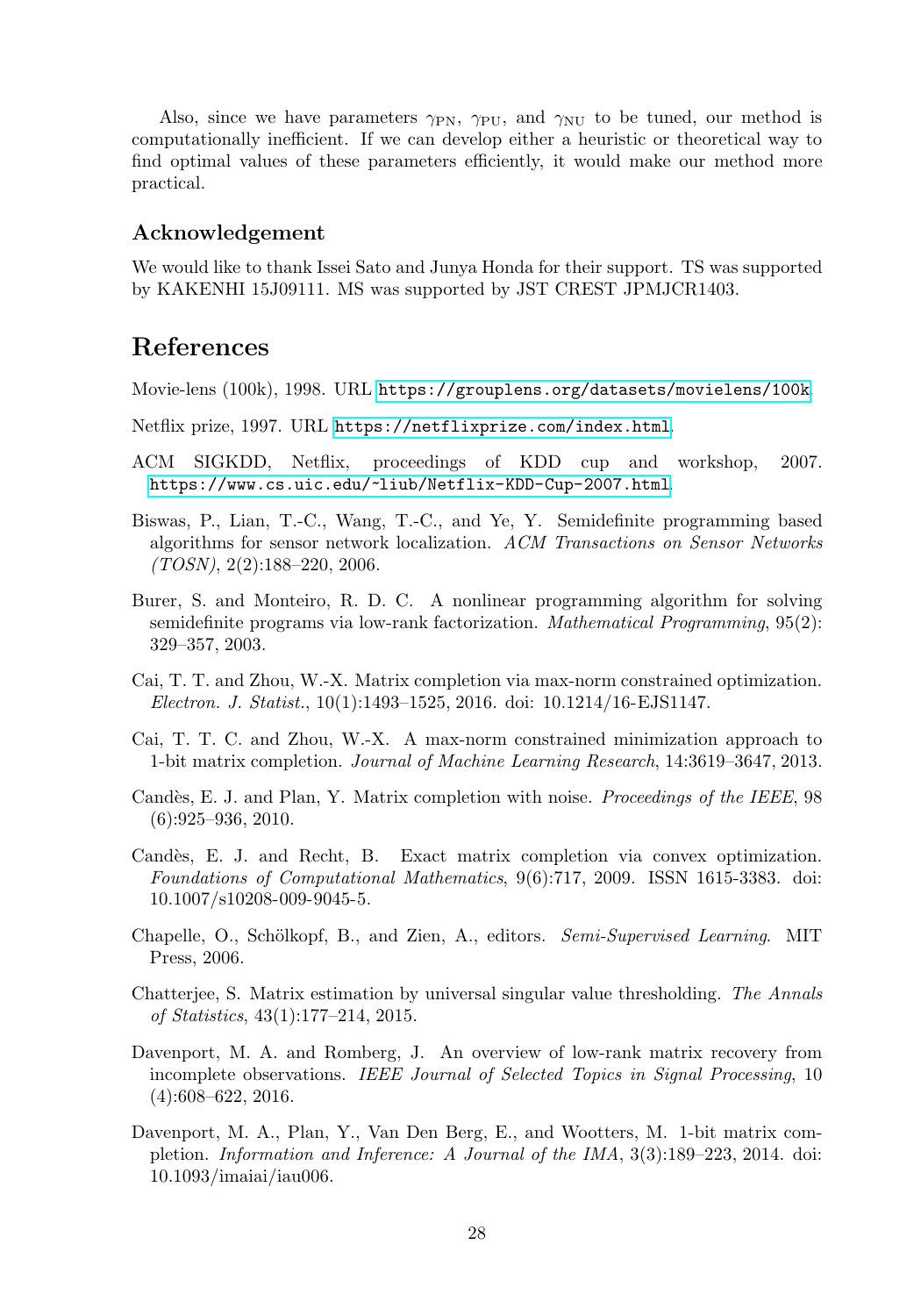Also, since we have parameters $\gamma_{\mathrm{PN}}$, $\gamma_{\mathrm{PU}}$, and $\gamma_{\mathrm{NU}}$ to be tuned, our method is computationally inefficient. If we can develop either a heuristic or theoretical way to find optimal values of these parameters efficiently, it would make our method more practical.

### Acknowledgement

We would like to thank Issei Sato and Junya Honda for their support. TS was supported by KAKENHI 15J09111. MS was supported by JST CREST JPMJCR1403.

## References

Movie-lens (100k), 1998. URL https://grouplens.org/datasets/movielens/100k.

Netflix prize, 1997. URL https://netflixprize.com/index.html.

ACM SIGKDD, Netflix, proceedings of KDD cup and workshop, 2007. https://www.cs.uic.edu/~liub/Netflix-KDD-Cup-2007.html.

Biswas, P., Lian, T.-C., Wang, T.-C., and Ye, Y. Semidefinite programming based algorithms for sensor network localization. *ACM Transactions on Sensor Networks (TOSN)*, 2(2):188–220, 2006.

Burer, S. and Monteiro, R. D. C. A nonlinear programming algorithm for solving semidefinite programs via low-rank factorization. *Mathematical Programming*, 95(2): 329–357, 2003.

Cai, T. T. and Zhou, W.-X. Matrix completion via max-norm constrained optimization. *Electron. J. Statist.*, 10(1):1493–1525, 2016. doi: 10.1214/16-EJS1147.

Cai, T. T. C. and Zhou, W.-X. A max-norm constrained minimization approach to 1-bit matrix completion. *Journal of Machine Learning Research*, 14:3619–3647, 2013.

Candès, E. J. and Plan, Y. Matrix completion with noise. *Proceedings of the IEEE*, 98 (6):925–936, 2010.

Candès, E. J. and Recht, B. Exact matrix completion via convex optimization. *Foundations of Computational Mathematics*, 9(6):717, 2009. ISSN 1615-3383. doi: 10.1007/s10208-009-9045-5.

Chapelle, O., Schölkopf, B., and Zien, A., editors. *Semi-Supervised Learning*. MIT Press, 2006.

Chatterjee, S. Matrix estimation by universal singular value thresholding. *The Annals of Statistics*, 43(1):177–214, 2015.

Davenport, M. A. and Romberg, J. An overview of low-rank matrix recovery from incomplete observations. *IEEE Journal of Selected Topics in Signal Processing*, 10 (4):608–622, 2016.

Davenport, M. A., Plan, Y., Van Den Berg, E., and Wootters, M. 1-bit matrix completion. *Information and Inference: A Journal of the IMA*, 3(3):189–223, 2014. doi: 10.1093/imaiai/iau006.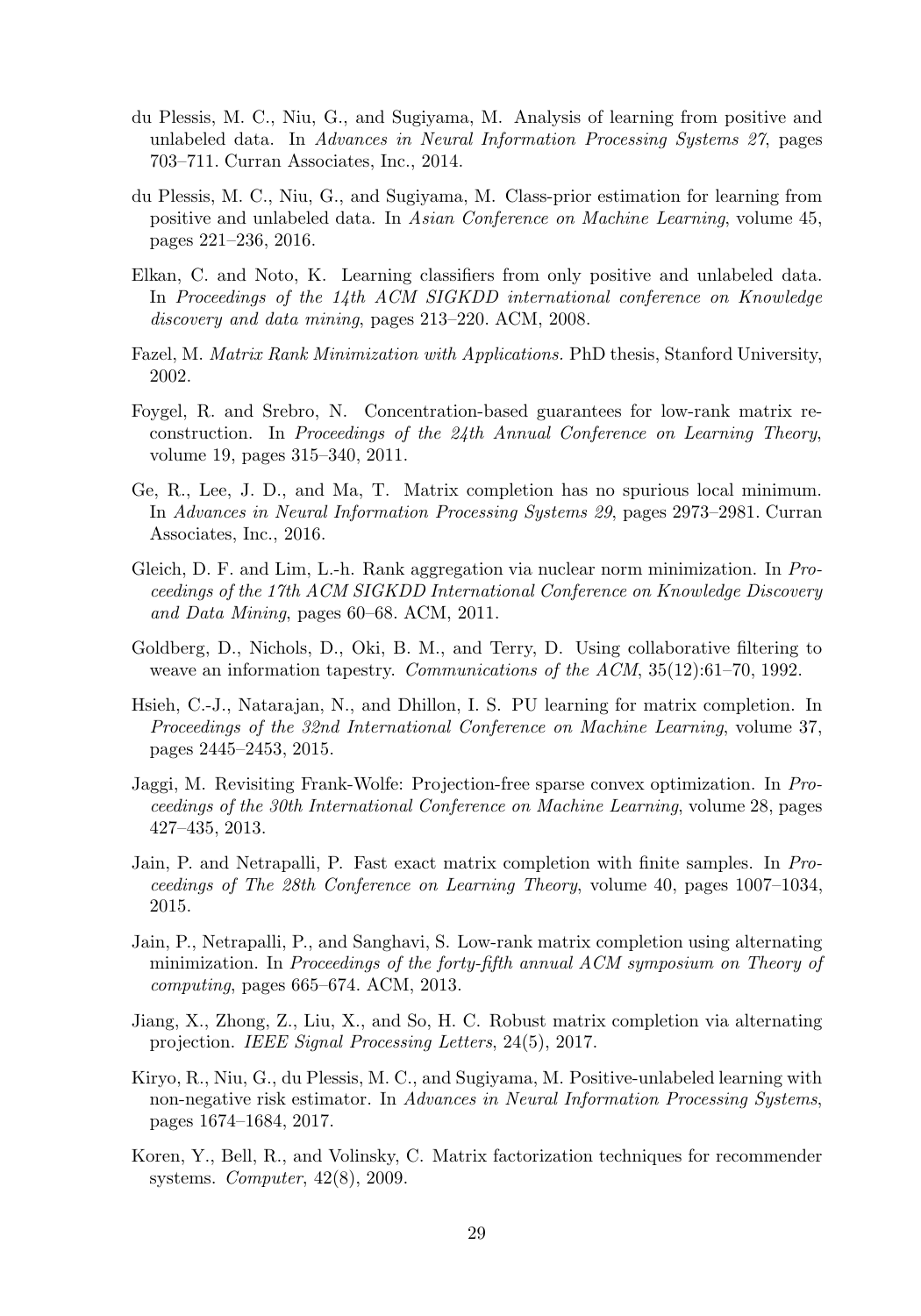du Plessis, M. C., Niu, G., and Sugiyama, M. Analysis of learning from positive and unlabeled data. In *Advances in Neural Information Processing Systems 27*, pages 703–711. Curran Associates, Inc., 2014.

du Plessis, M. C., Niu, G., and Sugiyama, M. Class-prior estimation for learning from positive and unlabeled data. In *Asian Conference on Machine Learning*, volume 45, pages 221–236, 2016.

Elkan, C. and Noto, K. Learning classifiers from only positive and unlabeled data. In *Proceedings of the 14th ACM SIGKDD international conference on Knowledge discovery and data mining*, pages 213–220. ACM, 2008.

Fazel, M. *Matrix Rank Minimization with Applications.* PhD thesis, Stanford University, 2002.

Foygel, R. and Srebro, N. Concentration-based guarantees for low-rank matrix reconstruction. In *Proceedings of the 24th Annual Conference on Learning Theory*, volume 19, pages 315–340, 2011.

Ge, R., Lee, J. D., and Ma, T. Matrix completion has no spurious local minimum. In *Advances in Neural Information Processing Systems 29*, pages 2973–2981. Curran Associates, Inc., 2016.

Gleich, D. F. and Lim, L.-h. Rank aggregation via nuclear norm minimization. In *Proceedings of the 17th ACM SIGKDD International Conference on Knowledge Discovery and Data Mining*, pages 60–68. ACM, 2011.

Goldberg, D., Nichols, D., Oki, B. M., and Terry, D. Using collaborative filtering to weave an information tapestry. *Communications of the ACM*, 35(12):61–70, 1992.

Hsieh, C.-J., Natarajan, N., and Dhillon, I. S. PU learning for matrix completion. In *Proceedings of the 32nd International Conference on Machine Learning*, volume 37, pages 2445–2453, 2015.

Jaggi, M. Revisiting Frank-Wolfe: Projection-free sparse convex optimization. In *Proceedings of the 30th International Conference on Machine Learning*, volume 28, pages 427–435, 2013.

Jain, P. and Netrapalli, P. Fast exact matrix completion with finite samples. In *Proceedings of The 28th Conference on Learning Theory*, volume 40, pages 1007–1034, 2015.

Jain, P., Netrapalli, P., and Sanghavi, S. Low-rank matrix completion using alternating minimization. In *Proceedings of the forty-fifth annual ACM symposium on Theory of computing*, pages 665–674. ACM, 2013.

Jiang, X., Zhong, Z., Liu, X., and So, H. C. Robust matrix completion via alternating projection. *IEEE Signal Processing Letters*, 24(5), 2017.

Kiryo, R., Niu, G., du Plessis, M. C., and Sugiyama, M. Positive-unlabeled learning with non-negative risk estimator. In *Advances in Neural Information Processing Systems*, pages 1674–1684, 2017.

Koren, Y., Bell, R., and Volinsky, C. Matrix factorization techniques for recommender systems. *Computer*, 42(8), 2009.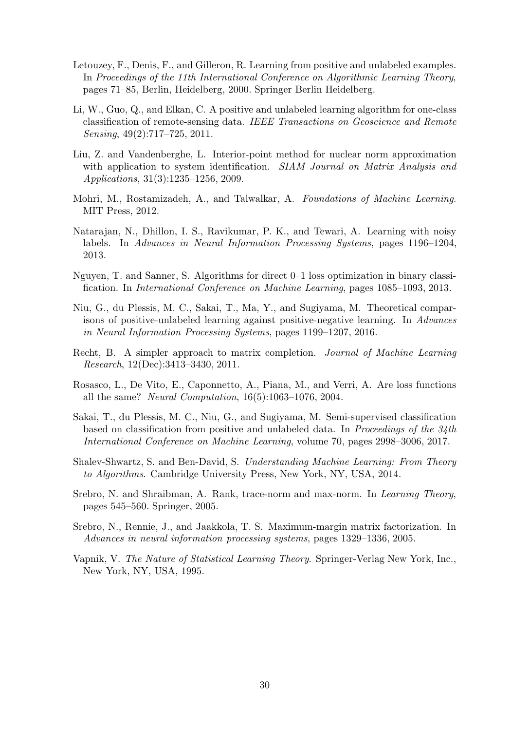Letouzey, F., Denis, F., and Gilleron, R. Learning from positive and unlabeled examples. In *Proceedings of the 11th International Conference on Algorithmic Learning Theory*, pages 71–85, Berlin, Heidelberg, 2000. Springer Berlin Heidelberg.

Li, W., Guo, Q., and Elkan, C. A positive and unlabeled learning algorithm for one-class classification of remote-sensing data. *IEEE Transactions on Geoscience and Remote Sensing*, 49(2):717–725, 2011.

Liu, Z. and Vandenberghe, L. Interior-point method for nuclear norm approximation with application to system identification. *SIAM Journal on Matrix Analysis and Applications*, 31(3):1235–1256, 2009.

Mohri, M., Rostamizadeh, A., and Talwalkar, A. *Foundations of Machine Learning*. MIT Press, 2012.

Natarajan, N., Dhillon, I. S., Ravikumar, P. K., and Tewari, A. Learning with noisy labels. In *Advances in Neural Information Processing Systems*, pages 1196–1204, 2013.

Nguyen, T. and Sanner, S. Algorithms for direct 0–1 loss optimization in binary classification. In *International Conference on Machine Learning*, pages 1085–1093, 2013.

Niu, G., du Plessis, M. C., Sakai, T., Ma, Y., and Sugiyama, M. Theoretical comparisons of positive-unlabeled learning against positive-negative learning. In *Advances in Neural Information Processing Systems*, pages 1199–1207, 2016.

Recht, B. A simpler approach to matrix completion. *Journal of Machine Learning Research*, 12(Dec):3413–3430, 2011.

Rosasco, L., De Vito, E., Caponnetto, A., Piana, M., and Verri, A. Are loss functions all the same? *Neural Computation*, 16(5):1063–1076, 2004.

Sakai, T., du Plessis, M. C., Niu, G., and Sugiyama, M. Semi-supervised classification based on classification from positive and unlabeled data. In *Proceedings of the 34th International Conference on Machine Learning*, volume 70, pages 2998–3006, 2017.

Shalev-Shwartz, S. and Ben-David, S. *Understanding Machine Learning: From Theory to Algorithms*. Cambridge University Press, New York, NY, USA, 2014.

Srebro, N. and Shraibman, A. Rank, trace-norm and max-norm. In *Learning Theory*, pages 545–560. Springer, 2005.

Srebro, N., Rennie, J., and Jaakkola, T. S. Maximum-margin matrix factorization. In *Advances in neural information processing systems*, pages 1329–1336, 2005.

Vapnik, V. *The Nature of Statistical Learning Theory*. Springer-Verlag New York, Inc., New York, NY, USA, 1995.